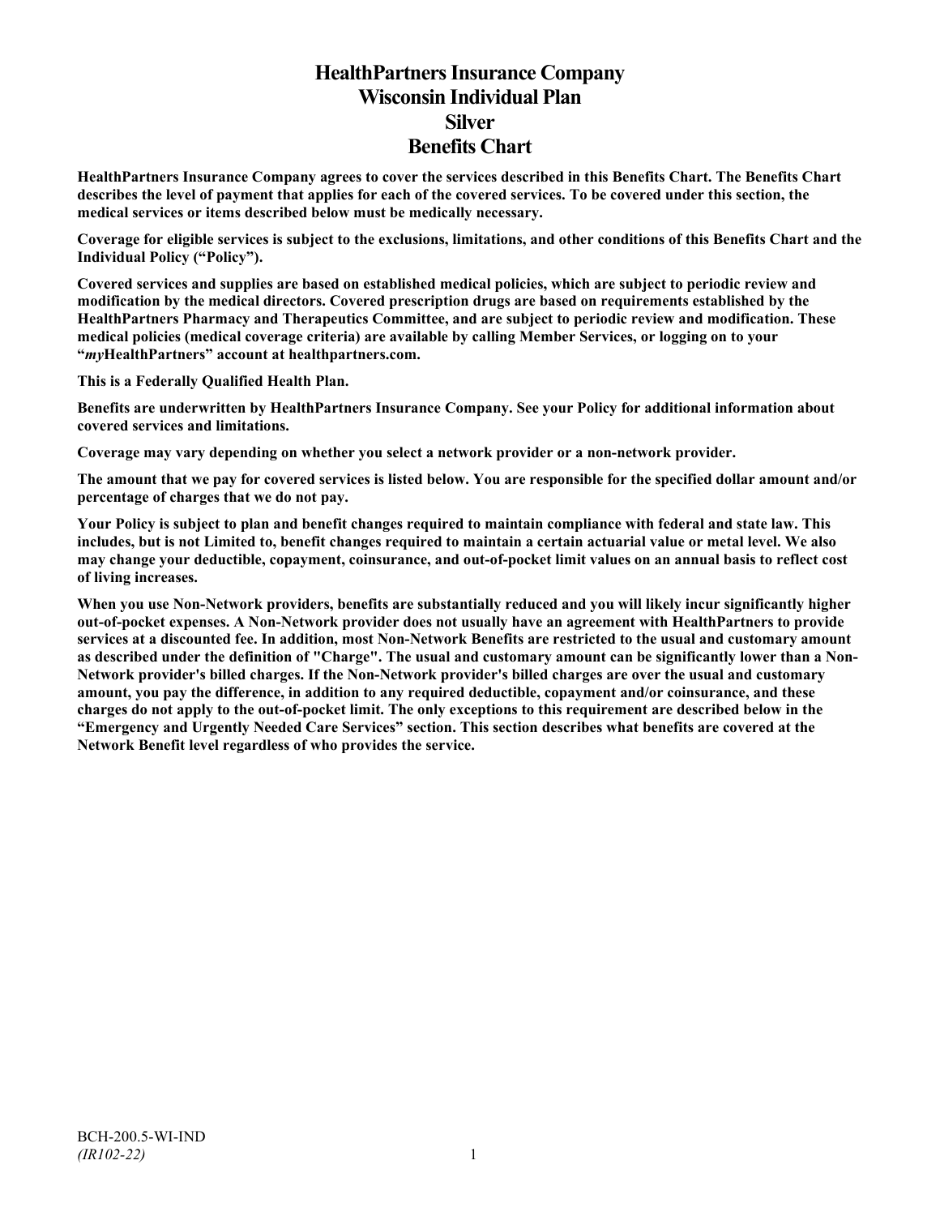# HealthPartners Insurance Company
# Wisconsin Individual Plan
# Silver
# Benefits Chart

**HealthPartners Insurance Company agrees to cover the services described in this Benefits Chart. The Benefits Chart describes the level of payment that applies for each of the covered services. To be covered under this section, the medical services or items described below must be medically necessary.**

**Coverage for eligible services is subject to the exclusions, limitations, and other conditions of this Benefits Chart and the Individual Policy ("Policy").**

**Covered services and supplies are based on established medical policies, which are subject to periodic review and modification by the medical directors. Covered prescription drugs are based on requirements established by the HealthPartners Pharmacy and Therapeutics Committee, and are subject to periodic review and modification. These medical policies (medical coverage criteria) are available by calling Member Services, or logging on to your "*my*HealthPartners" account at healthpartners.com.**

**This is a Federally Qualified Health Plan.**

**Benefits are underwritten by HealthPartners Insurance Company. See your Policy for additional information about covered services and limitations.**

**Coverage may vary depending on whether you select a network provider or a non-network provider.**

**The amount that we pay for covered services is listed below. You are responsible for the specified dollar amount and/or percentage of charges that we do not pay.**

**Your Policy is subject to plan and benefit changes required to maintain compliance with federal and state law. This includes, but is not Limited to, benefit changes required to maintain a certain actuarial value or metal level. We also may change your deductible, copayment, coinsurance, and out-of-pocket limit values on an annual basis to reflect cost of living increases.**

**When you use Non-Network providers, benefits are substantially reduced and you will likely incur significantly higher out-of-pocket expenses. A Non-Network provider does not usually have an agreement with HealthPartners to provide services at a discounted fee. In addition, most Non-Network Benefits are restricted to the usual and customary amount as described under the definition of "Charge". The usual and customary amount can be significantly lower than a Non-Network provider's billed charges. If the Non-Network provider's billed charges are over the usual and customary amount, you pay the difference, in addition to any required deductible, copayment and/or coinsurance, and these charges do not apply to the out-of-pocket limit. The only exceptions to this requirement are described below in the "Emergency and Urgently Needed Care Services" section. This section describes what benefits are covered at the Network Benefit level regardless of who provides the service.**

BCH-200.5-WI-IND
*(IR102-22)*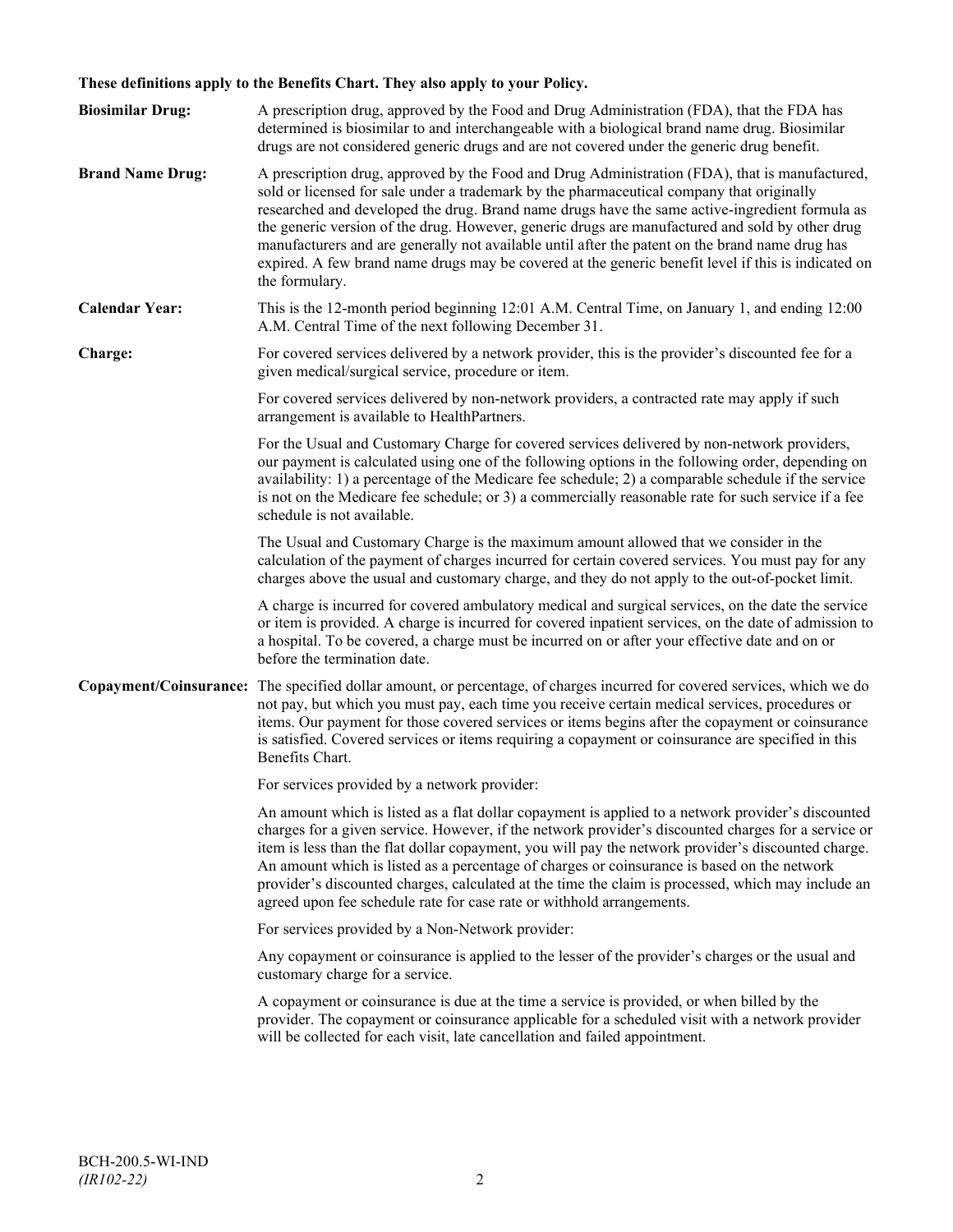**These definitions apply to the Benefits Chart. They also apply to your Policy.**

**Biosimilar Drug:** A prescription drug, approved by the Food and Drug Administration (FDA), that the FDA has determined is biosimilar to and interchangeable with a biological brand name drug. Biosimilar drugs are not considered generic drugs and are not covered under the generic drug benefit.

**Brand Name Drug:** A prescription drug, approved by the Food and Drug Administration (FDA), that is manufactured, sold or licensed for sale under a trademark by the pharmaceutical company that originally researched and developed the drug. Brand name drugs have the same active-ingredient formula as the generic version of the drug. However, generic drugs are manufactured and sold by other drug manufacturers and are generally not available until after the patent on the brand name drug has expired. A few brand name drugs may be covered at the generic benefit level if this is indicated on the formulary.

**Calendar Year:** This is the 12-month period beginning 12:01 A.M. Central Time, on January 1, and ending 12:00 A.M. Central Time of the next following December 31.

**Charge:** For covered services delivered by a network provider, this is the provider's discounted fee for a given medical/surgical service, procedure or item.

For covered services delivered by non-network providers, a contracted rate may apply if such arrangement is available to HealthPartners.

For the Usual and Customary Charge for covered services delivered by non-network providers, our payment is calculated using one of the following options in the following order, depending on availability: 1) a percentage of the Medicare fee schedule; 2) a comparable schedule if the service is not on the Medicare fee schedule; or 3) a commercially reasonable rate for such service if a fee schedule is not available.

The Usual and Customary Charge is the maximum amount allowed that we consider in the calculation of the payment of charges incurred for certain covered services. You must pay for any charges above the usual and customary charge, and they do not apply to the out-of-pocket limit.

A charge is incurred for covered ambulatory medical and surgical services, on the date the service or item is provided. A charge is incurred for covered inpatient services, on the date of admission to a hospital. To be covered, a charge must be incurred on or after your effective date and on or before the termination date.

**Copayment/Coinsurance:** The specified dollar amount, or percentage, of charges incurred for covered services, which we do not pay, but which you must pay, each time you receive certain medical services, procedures or items. Our payment for those covered services or items begins after the copayment or coinsurance is satisfied. Covered services or items requiring a copayment or coinsurance are specified in this Benefits Chart.

For services provided by a network provider:

An amount which is listed as a flat dollar copayment is applied to a network provider's discounted charges for a given service. However, if the network provider's discounted charges for a service or item is less than the flat dollar copayment, you will pay the network provider's discounted charge. An amount which is listed as a percentage of charges or coinsurance is based on the network provider's discounted charges, calculated at the time the claim is processed, which may include an agreed upon fee schedule rate for case rate or withhold arrangements.

For services provided by a Non-Network provider:

Any copayment or coinsurance is applied to the lesser of the provider's charges or the usual and customary charge for a service.

A copayment or coinsurance is due at the time a service is provided, or when billed by the provider. The copayment or coinsurance applicable for a scheduled visit with a network provider will be collected for each visit, late cancellation and failed appointment.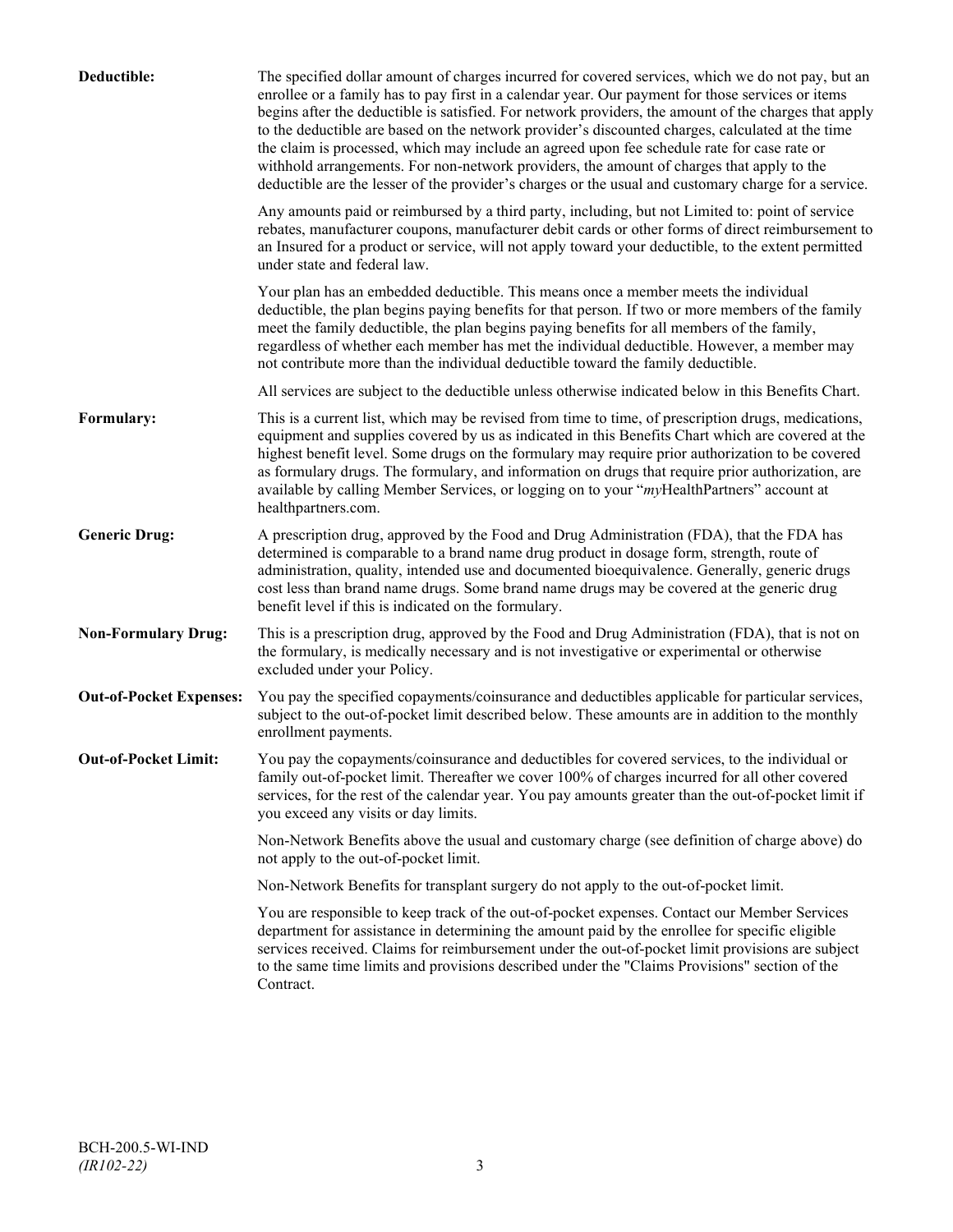**Deductible:** The specified dollar amount of charges incurred for covered services, which we do not pay, but an enrollee or a family has to pay first in a calendar year. Our payment for those services or items begins after the deductible is satisfied. For network providers, the amount of the charges that apply to the deductible are based on the network provider's discounted charges, calculated at the time the claim is processed, which may include an agreed upon fee schedule rate for case rate or withhold arrangements. For non-network providers, the amount of charges that apply to the deductible are the lesser of the provider's charges or the usual and customary charge for a service.

Any amounts paid or reimbursed by a third party, including, but not Limited to: point of service rebates, manufacturer coupons, manufacturer debit cards or other forms of direct reimbursement to an Insured for a product or service, will not apply toward your deductible, to the extent permitted under state and federal law.

Your plan has an embedded deductible. This means once a member meets the individual deductible, the plan begins paying benefits for that person. If two or more members of the family meet the family deductible, the plan begins paying benefits for all members of the family, regardless of whether each member has met the individual deductible. However, a member may not contribute more than the individual deductible toward the family deductible.

All services are subject to the deductible unless otherwise indicated below in this Benefits Chart.

**Formulary:** This is a current list, which may be revised from time to time, of prescription drugs, medications, equipment and supplies covered by us as indicated in this Benefits Chart which are covered at the highest benefit level. Some drugs on the formulary may require prior authorization to be covered as formulary drugs. The formulary, and information on drugs that require prior authorization, are available by calling Member Services, or logging on to your "*my*HealthPartners" account at healthpartners.com.

**Generic Drug:** A prescription drug, approved by the Food and Drug Administration (FDA), that the FDA has determined is comparable to a brand name drug product in dosage form, strength, route of administration, quality, intended use and documented bioequivalence. Generally, generic drugs cost less than brand name drugs. Some brand name drugs may be covered at the generic drug benefit level if this is indicated on the formulary.

**Non-Formulary Drug:** This is a prescription drug, approved by the Food and Drug Administration (FDA), that is not on the formulary, is medically necessary and is not investigative or experimental or otherwise excluded under your Policy.

**Out-of-Pocket Expenses:** You pay the specified copayments/coinsurance and deductibles applicable for particular services, subject to the out-of-pocket limit described below. These amounts are in addition to the monthly enrollment payments.

**Out-of-Pocket Limit:** You pay the copayments/coinsurance and deductibles for covered services, to the individual or family out-of-pocket limit. Thereafter we cover 100% of charges incurred for all other covered services, for the rest of the calendar year. You pay amounts greater than the out-of-pocket limit if you exceed any visits or day limits.

Non-Network Benefits above the usual and customary charge (see definition of charge above) do not apply to the out-of-pocket limit.

Non-Network Benefits for transplant surgery do not apply to the out-of-pocket limit.

You are responsible to keep track of the out-of-pocket expenses. Contact our Member Services department for assistance in determining the amount paid by the enrollee for specific eligible services received. Claims for reimbursement under the out-of-pocket limit provisions are subject to the same time limits and provisions described under the "Claims Provisions" section of the Contract.

BCH-200.5-WI-IND
*(IR102-22)*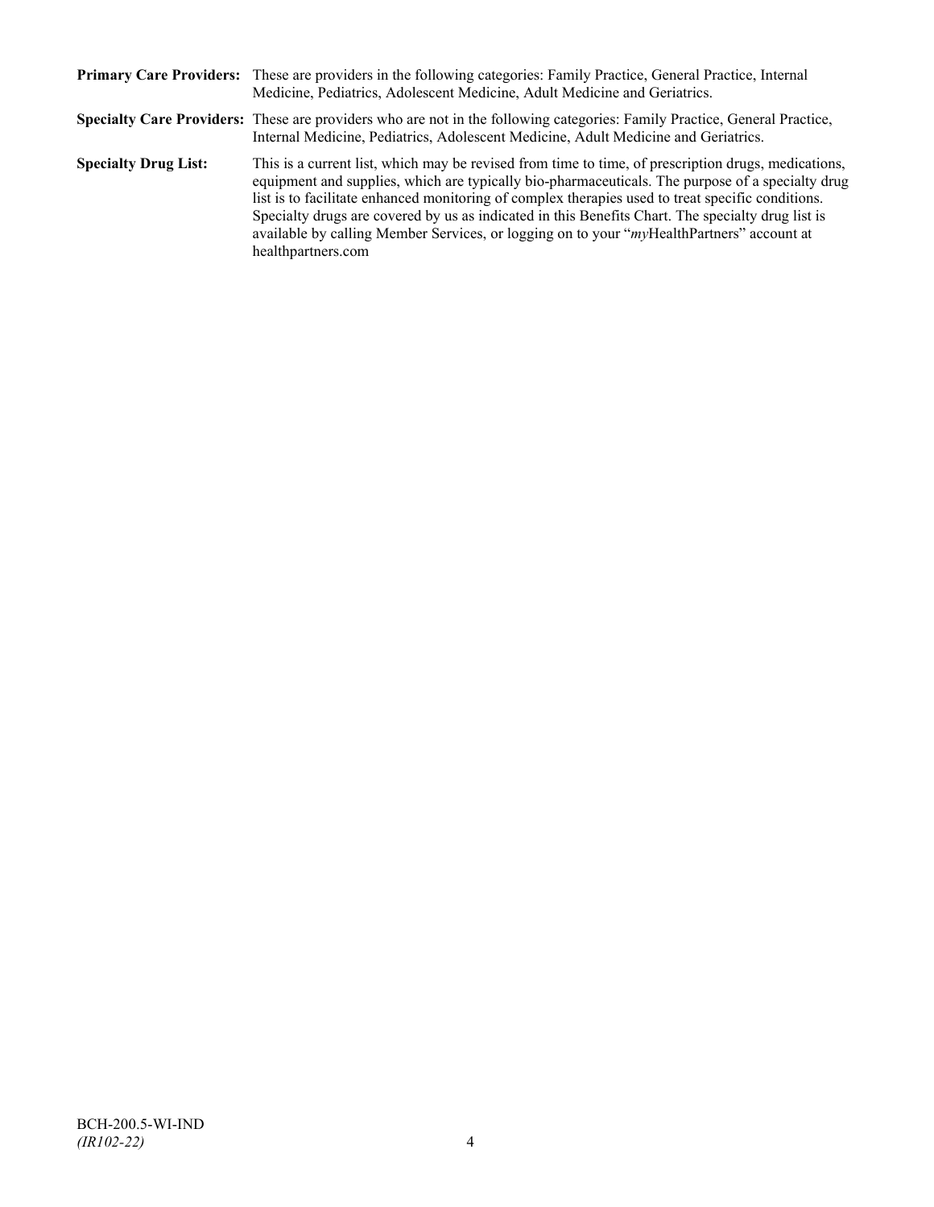**Primary Care Providers:** These are providers in the following categories: Family Practice, General Practice, Internal Medicine, Pediatrics, Adolescent Medicine, Adult Medicine and Geriatrics.

**Specialty Care Providers:** These are providers who are not in the following categories: Family Practice, General Practice, Internal Medicine, Pediatrics, Adolescent Medicine, Adult Medicine and Geriatrics.

**Specialty Drug List:** This is a current list, which may be revised from time to time, of prescription drugs, medications, equipment and supplies, which are typically bio-pharmaceuticals. The purpose of a specialty drug list is to facilitate enhanced monitoring of complex therapies used to treat specific conditions. Specialty drugs are covered by us as indicated in this Benefits Chart. The specialty drug list is available by calling Member Services, or logging on to your "*my*HealthPartners" account at healthpartners.com

BCH-200.5-WI-IND
*(IR102-22)*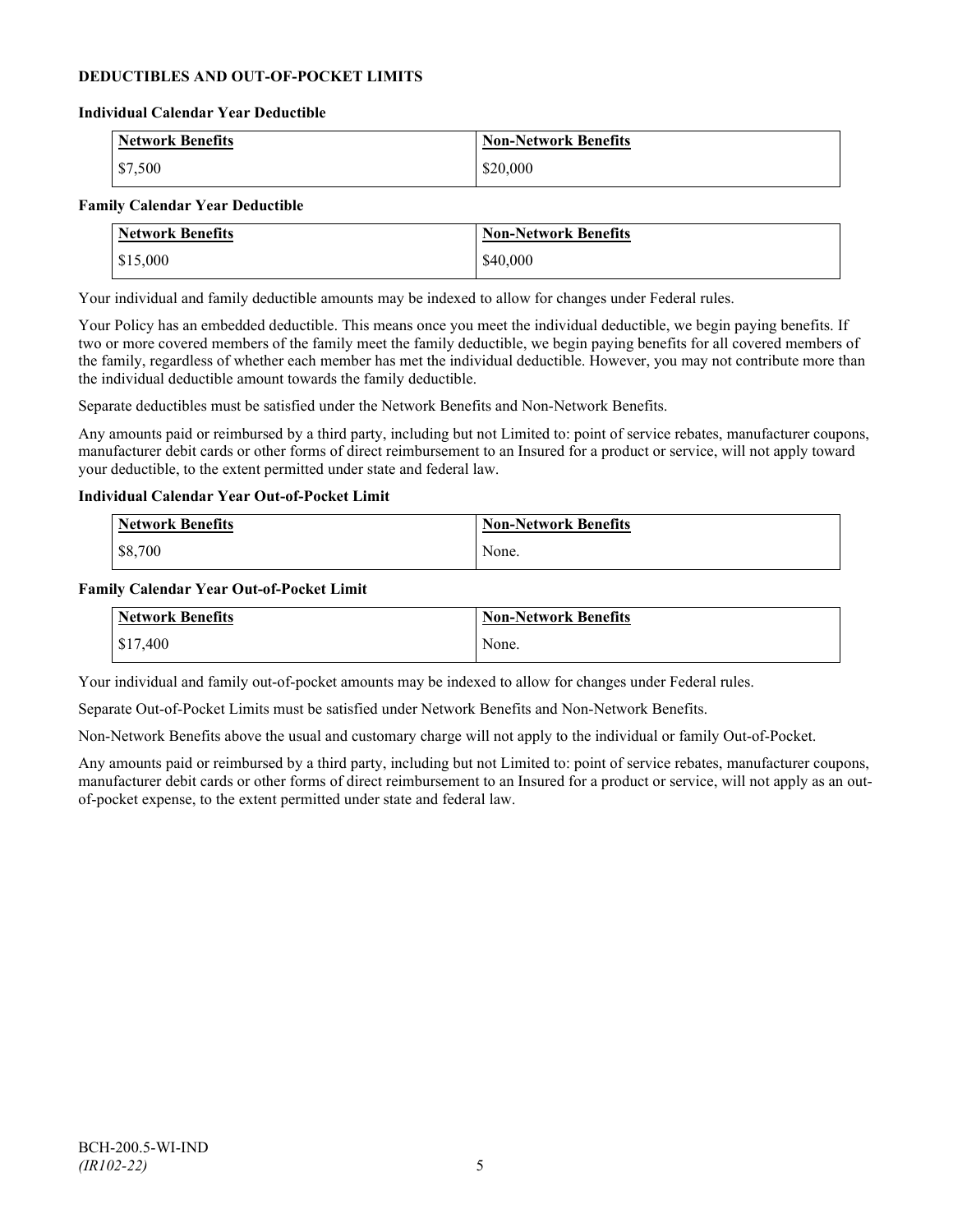## DEDUCTIBLES AND OUT-OF-POCKET LIMITS

### Individual Calendar Year Deductible

| Network Benefits | Non-Network Benefits |
|---|---|
| $7,500 | $20,000 |

### Family Calendar Year Deductible

| Network Benefits | Non-Network Benefits |
|---|---|
| $15,000 | $40,000 |

Your individual and family deductible amounts may be indexed to allow for changes under Federal rules.

Your Policy has an embedded deductible. This means once you meet the individual deductible, we begin paying benefits. If two or more covered members of the family meet the family deductible, we begin paying benefits for all covered members of the family, regardless of whether each member has met the individual deductible. However, you may not contribute more than the individual deductible amount towards the family deductible.

Separate deductibles must be satisfied under the Network Benefits and Non-Network Benefits.

Any amounts paid or reimbursed by a third party, including but not Limited to: point of service rebates, manufacturer coupons, manufacturer debit cards or other forms of direct reimbursement to an Insured for a product or service, will not apply toward your deductible, to the extent permitted under state and federal law.

### Individual Calendar Year Out-of-Pocket Limit

| Network Benefits | Non-Network Benefits |
|---|---|
| $8,700 | None. |

### Family Calendar Year Out-of-Pocket Limit

| Network Benefits | Non-Network Benefits |
|---|---|
| $17,400 | None. |

Your individual and family out-of-pocket amounts may be indexed to allow for changes under Federal rules.

Separate Out-of-Pocket Limits must be satisfied under Network Benefits and Non-Network Benefits.

Non-Network Benefits above the usual and customary charge will not apply to the individual or family Out-of-Pocket.

Any amounts paid or reimbursed by a third party, including but not Limited to: point of service rebates, manufacturer coupons, manufacturer debit cards or other forms of direct reimbursement to an Insured for a product or service, will not apply as an out-of-pocket expense, to the extent permitted under state and federal law.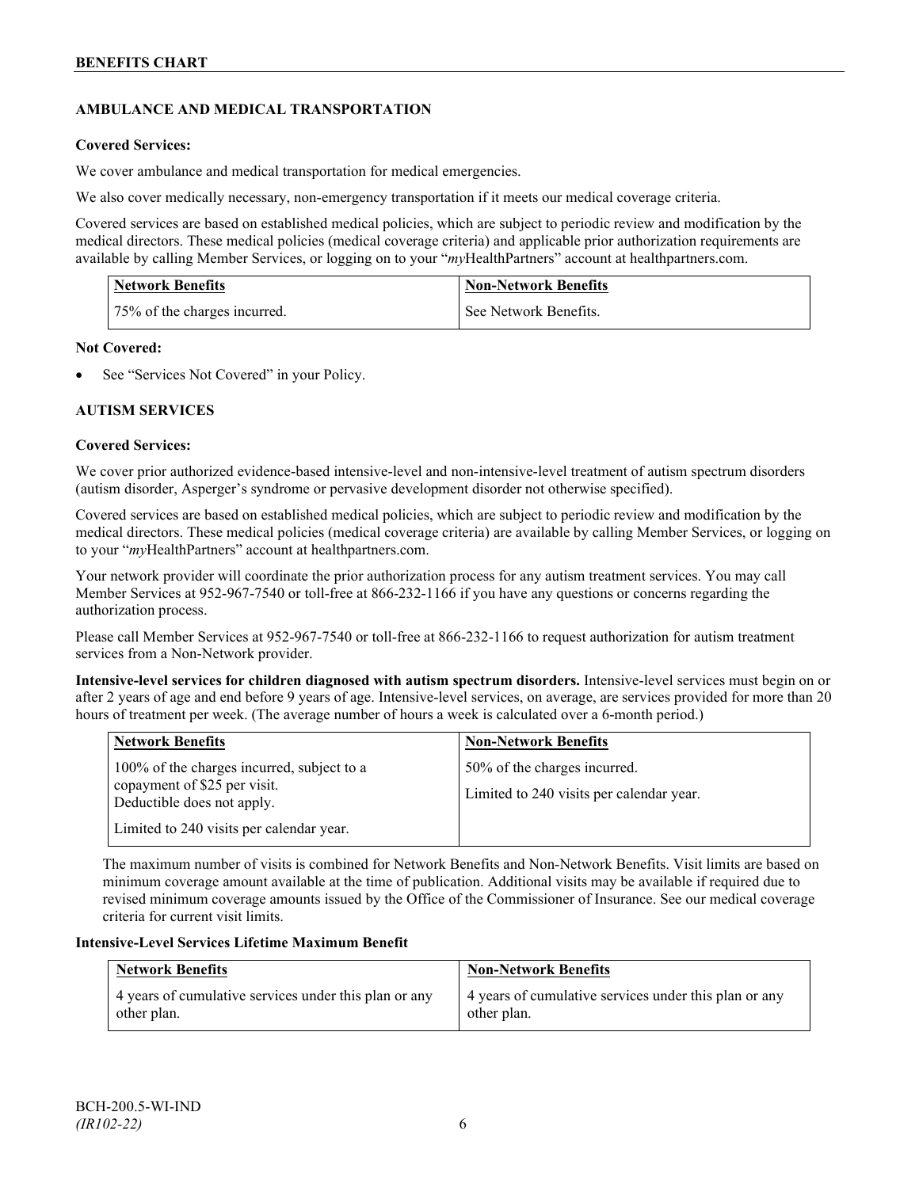## AMBULANCE AND MEDICAL TRANSPORTATION

**Covered Services:**

We cover ambulance and medical transportation for medical emergencies.

We also cover medically necessary, non-emergency transportation if it meets our medical coverage criteria.

Covered services are based on established medical policies, which are subject to periodic review and modification by the medical directors. These medical policies (medical coverage criteria) and applicable prior authorization requirements are available by calling Member Services, or logging on to your "*my*HealthPartners" account at healthpartners.com.

| Network Benefits | Non-Network Benefits |
| --- | --- |
| 75% of the charges incurred. | See Network Benefits. |

**Not Covered:**

- See "Services Not Covered" in your Policy.

## AUTISM SERVICES

**Covered Services:**

We cover prior authorized evidence-based intensive-level and non-intensive-level treatment of autism spectrum disorders (autism disorder, Asperger's syndrome or pervasive development disorder not otherwise specified).

Covered services are based on established medical policies, which are subject to periodic review and modification by the medical directors. These medical policies (medical coverage criteria) are available by calling Member Services, or logging on to your "*my*HealthPartners" account at healthpartners.com.

Your network provider will coordinate the prior authorization process for any autism treatment services. You may call Member Services at 952-967-7540 or toll-free at 866-232-1166 if you have any questions or concerns regarding the authorization process.

Please call Member Services at 952-967-7540 or toll-free at 866-232-1166 to request authorization for autism treatment services from a Non-Network provider.

**Intensive-level services for children diagnosed with autism spectrum disorders.** Intensive-level services must begin on or after 2 years of age and end before 9 years of age. Intensive-level services, on average, are services provided for more than 20 hours of treatment per week. (The average number of hours a week is calculated over a 6-month period.)

| Network Benefits | Non-Network Benefits |
| --- | --- |
| 100% of the charges incurred, subject to a copayment of $25 per visit. Deductible does not apply.<br><br>Limited to 240 visits per calendar year. | 50% of the charges incurred.<br><br>Limited to 240 visits per calendar year. |

The maximum number of visits is combined for Network Benefits and Non-Network Benefits. Visit limits are based on minimum coverage amount available at the time of publication. Additional visits may be available if required due to revised minimum coverage amounts issued by the Office of the Commissioner of Insurance. See our medical coverage criteria for current visit limits.

**Intensive-Level Services Lifetime Maximum Benefit**

| Network Benefits | Non-Network Benefits |
| --- | --- |
| 4 years of cumulative services under this plan or any other plan. | 4 years of cumulative services under this plan or any other plan. |

BCH-200.5-WI-IND
*(IR102-22)*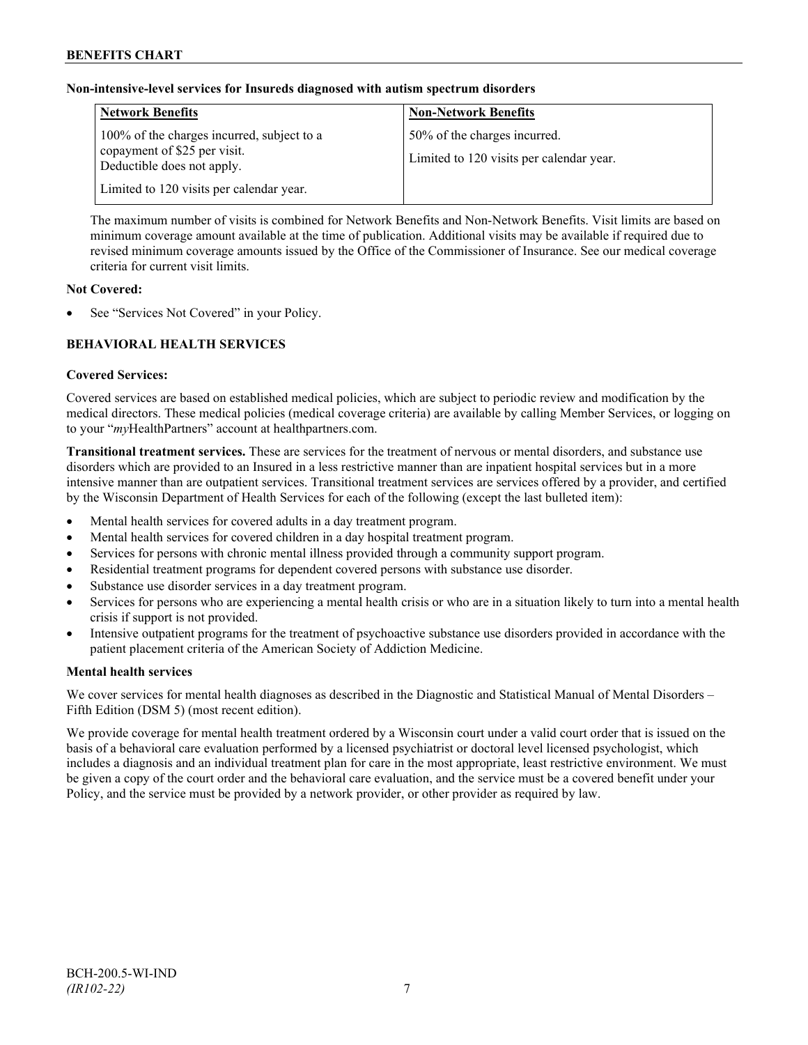**Non-intensive-level services for Insureds diagnosed with autism spectrum disorders**

| Network Benefits | Non-Network Benefits |
| --- | --- |
| 100% of the charges incurred, subject to a copayment of $25 per visit. Deductible does not apply.<br><br>Limited to 120 visits per calendar year. | 50% of the charges incurred.<br><br>Limited to 120 visits per calendar year. |

The maximum number of visits is combined for Network Benefits and Non-Network Benefits. Visit limits are based on minimum coverage amount available at the time of publication. Additional visits may be available if required due to revised minimum coverage amounts issued by the Office of the Commissioner of Insurance. See our medical coverage criteria for current visit limits.

**Not Covered:**

- See "Services Not Covered" in your Policy.

## BEHAVIORAL HEALTH SERVICES

**Covered Services:**

Covered services are based on established medical policies, which are subject to periodic review and modification by the medical directors. These medical policies (medical coverage criteria) are available by calling Member Services, or logging on to your "*my*HealthPartners" account at healthpartners.com.

**Transitional treatment services.** These are services for the treatment of nervous or mental disorders, and substance use disorders which are provided to an Insured in a less restrictive manner than are inpatient hospital services but in a more intensive manner than are outpatient services. Transitional treatment services are services offered by a provider, and certified by the Wisconsin Department of Health Services for each of the following (except the last bulleted item):

- Mental health services for covered adults in a day treatment program.
- Mental health services for covered children in a day hospital treatment program.
- Services for persons with chronic mental illness provided through a community support program.
- Residential treatment programs for dependent covered persons with substance use disorder.
- Substance use disorder services in a day treatment program.
- Services for persons who are experiencing a mental health crisis or who are in a situation likely to turn into a mental health crisis if support is not provided.
- Intensive outpatient programs for the treatment of psychoactive substance use disorders provided in accordance with the patient placement criteria of the American Society of Addiction Medicine.

**Mental health services**

We cover services for mental health diagnoses as described in the Diagnostic and Statistical Manual of Mental Disorders – Fifth Edition (DSM 5) (most recent edition).

We provide coverage for mental health treatment ordered by a Wisconsin court under a valid court order that is issued on the basis of a behavioral care evaluation performed by a licensed psychiatrist or doctoral level licensed psychologist, which includes a diagnosis and an individual treatment plan for care in the most appropriate, least restrictive environment. We must be given a copy of the court order and the behavioral care evaluation, and the service must be a covered benefit under your Policy, and the service must be provided by a network provider, or other provider as required by law.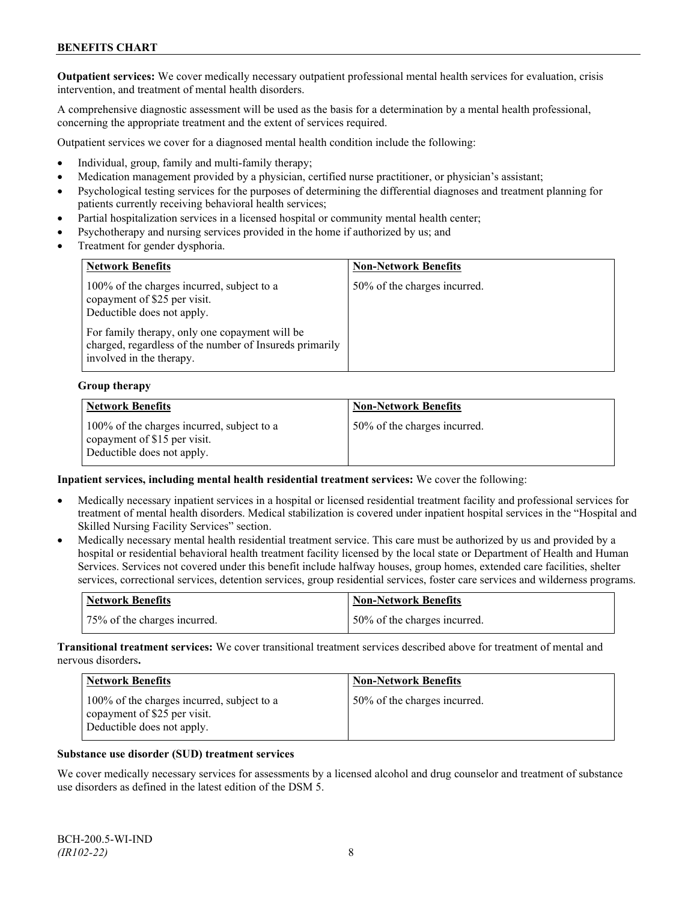**Outpatient services:** We cover medically necessary outpatient professional mental health services for evaluation, crisis intervention, and treatment of mental health disorders.

A comprehensive diagnostic assessment will be used as the basis for a determination by a mental health professional, concerning the appropriate treatment and the extent of services required.

Outpatient services we cover for a diagnosed mental health condition include the following:

- Individual, group, family and multi-family therapy;
- Medication management provided by a physician, certified nurse practitioner, or physician's assistant;
- Psychological testing services for the purposes of determining the differential diagnoses and treatment planning for patients currently receiving behavioral health services;
- Partial hospitalization services in a licensed hospital or community mental health center;
- Psychotherapy and nursing services provided in the home if authorized by us; and
- Treatment for gender dysphoria.

| Network Benefits | Non-Network Benefits |
| --- | --- |
| 100% of the charges incurred, subject to a copayment of $25 per visit. Deductible does not apply.<br><br>For family therapy, only one copayment will be charged, regardless of the number of Insureds primarily involved in the therapy. | 50% of the charges incurred. |

**Group therapy**

| Network Benefits | Non-Network Benefits |
| --- | --- |
| 100% of the charges incurred, subject to a copayment of $15 per visit. Deductible does not apply. | 50% of the charges incurred. |

**Inpatient services, including mental health residential treatment services:** We cover the following:

- Medically necessary inpatient services in a hospital or licensed residential treatment facility and professional services for treatment of mental health disorders. Medical stabilization is covered under inpatient hospital services in the "Hospital and Skilled Nursing Facility Services" section.
- Medically necessary mental health residential treatment service. This care must be authorized by us and provided by a hospital or residential behavioral health treatment facility licensed by the local state or Department of Health and Human Services. Services not covered under this benefit include halfway houses, group homes, extended care facilities, shelter services, correctional services, detention services, group residential services, foster care services and wilderness programs.

| Network Benefits | Non-Network Benefits |
| --- | --- |
| 75% of the charges incurred. | 50% of the charges incurred. |

**Transitional treatment services:** We cover transitional treatment services described above for treatment of mental and nervous disorders**.**

| Network Benefits | Non-Network Benefits |
| --- | --- |
| 100% of the charges incurred, subject to a copayment of $25 per visit. Deductible does not apply. | 50% of the charges incurred. |

**Substance use disorder (SUD) treatment services**

We cover medically necessary services for assessments by a licensed alcohol and drug counselor and treatment of substance use disorders as defined in the latest edition of the DSM 5.

BCH-200.5-WI-IND
*(IR102-22)*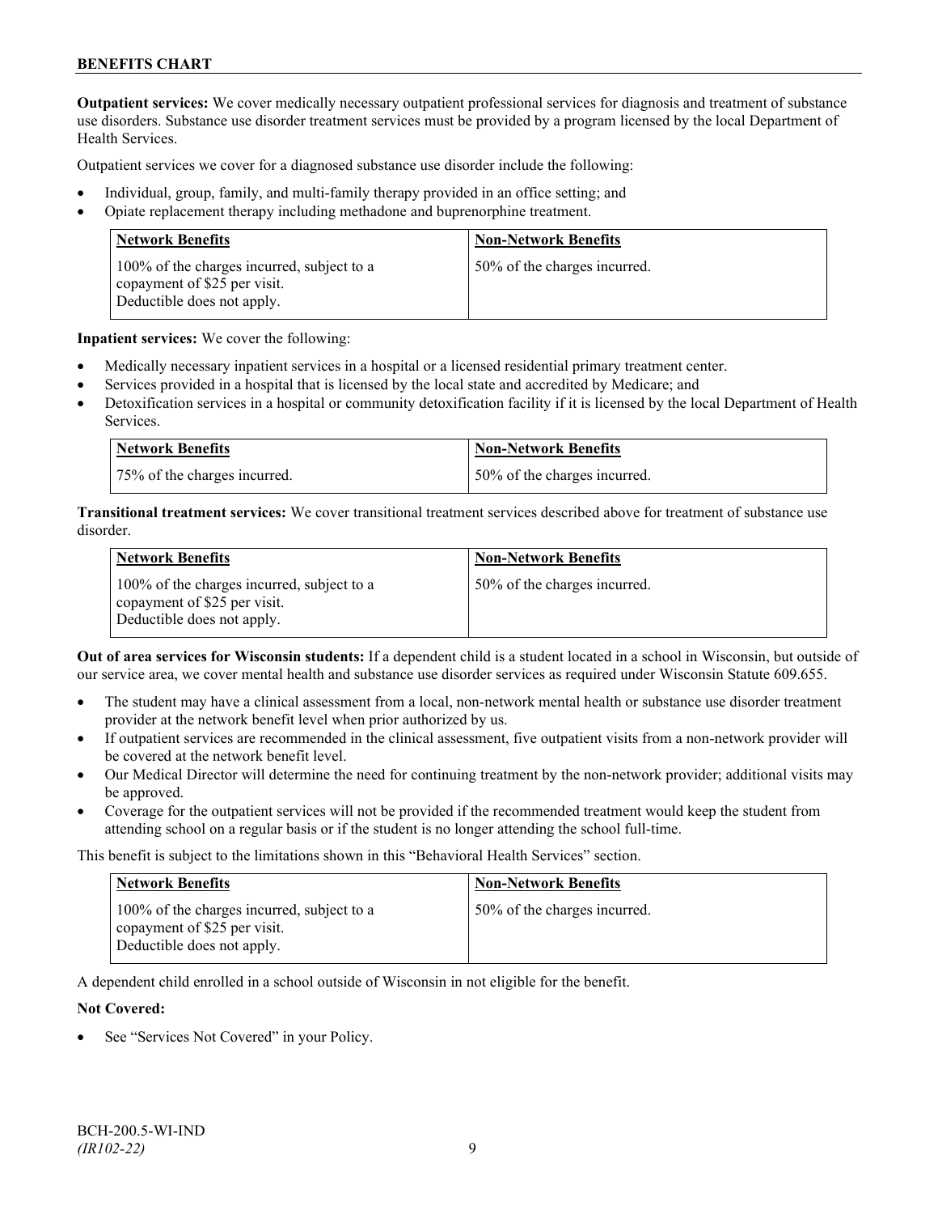**Outpatient services:** We cover medically necessary outpatient professional services for diagnosis and treatment of substance use disorders. Substance use disorder treatment services must be provided by a program licensed by the local Department of Health Services.

Outpatient services we cover for a diagnosed substance use disorder include the following:

- Individual, group, family, and multi-family therapy provided in an office setting; and
- Opiate replacement therapy including methadone and buprenorphine treatment.

| Network Benefits | Non-Network Benefits |
|---|---|
| 100% of the charges incurred, subject to a copayment of $25 per visit. Deductible does not apply. | 50% of the charges incurred. |

**Inpatient services:** We cover the following:

- Medically necessary inpatient services in a hospital or a licensed residential primary treatment center.
- Services provided in a hospital that is licensed by the local state and accredited by Medicare; and
- Detoxification services in a hospital or community detoxification facility if it is licensed by the local Department of Health Services.

| Network Benefits | Non-Network Benefits |
|---|---|
| 75% of the charges incurred. | 50% of the charges incurred. |

**Transitional treatment services:** We cover transitional treatment services described above for treatment of substance use disorder.

| Network Benefits | Non-Network Benefits |
|---|---|
| 100% of the charges incurred, subject to a copayment of $25 per visit. Deductible does not apply. | 50% of the charges incurred. |

**Out of area services for Wisconsin students:** If a dependent child is a student located in a school in Wisconsin, but outside of our service area, we cover mental health and substance use disorder services as required under Wisconsin Statute 609.655.

- The student may have a clinical assessment from a local, non-network mental health or substance use disorder treatment provider at the network benefit level when prior authorized by us.
- If outpatient services are recommended in the clinical assessment, five outpatient visits from a non-network provider will be covered at the network benefit level.
- Our Medical Director will determine the need for continuing treatment by the non-network provider; additional visits may be approved.
- Coverage for the outpatient services will not be provided if the recommended treatment would keep the student from attending school on a regular basis or if the student is no longer attending the school full-time.

This benefit is subject to the limitations shown in this "Behavioral Health Services" section.

| Network Benefits | Non-Network Benefits |
|---|---|
| 100% of the charges incurred, subject to a copayment of $25 per visit. Deductible does not apply. | 50% of the charges incurred. |

A dependent child enrolled in a school outside of Wisconsin in not eligible for the benefit.

**Not Covered:**

- See "Services Not Covered" in your Policy.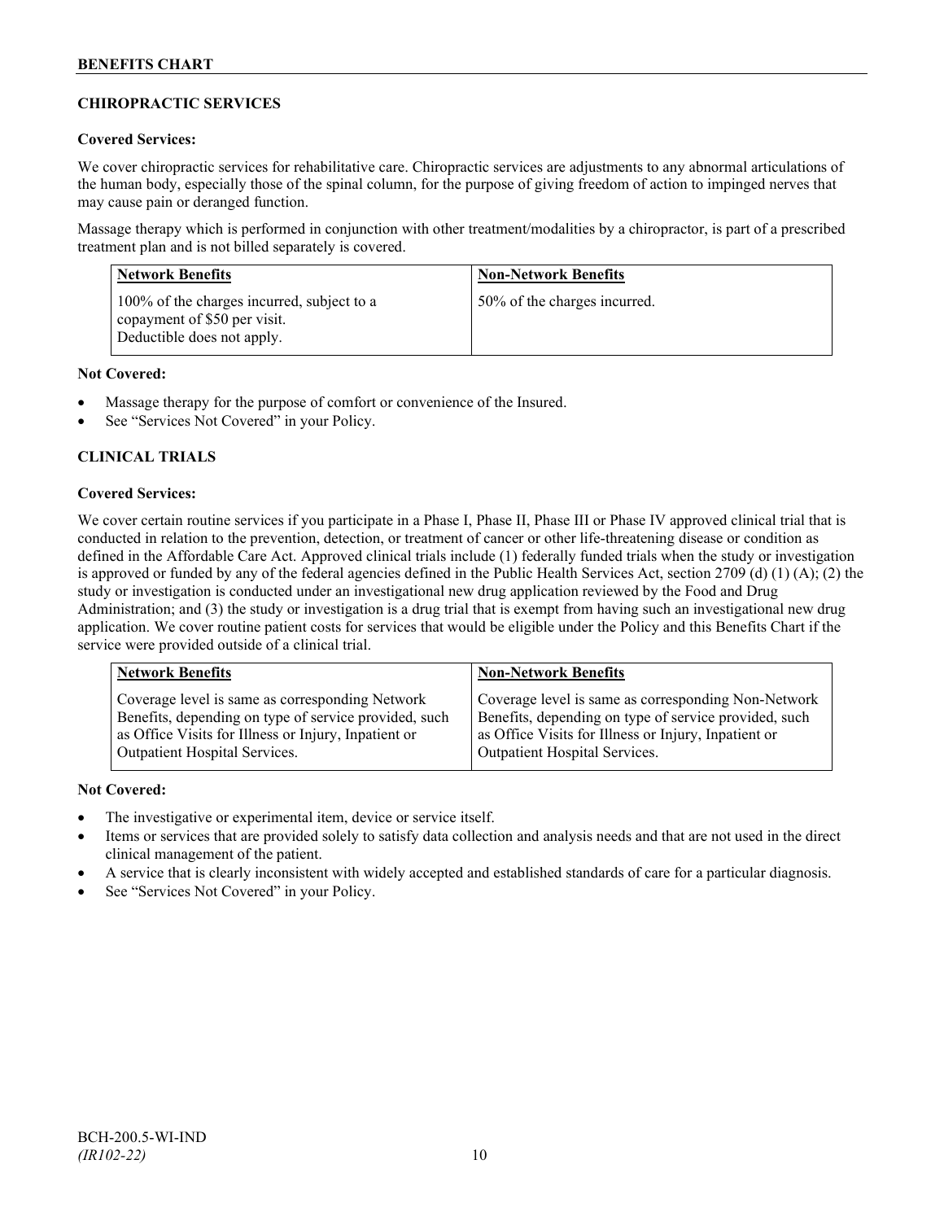## CHIROPRACTIC SERVICES

**Covered Services:**

We cover chiropractic services for rehabilitative care. Chiropractic services are adjustments to any abnormal articulations of the human body, especially those of the spinal column, for the purpose of giving freedom of action to impinged nerves that may cause pain or deranged function.

Massage therapy which is performed in conjunction with other treatment/modalities by a chiropractor, is part of a prescribed treatment plan and is not billed separately is covered.

| Network Benefits | Non-Network Benefits |
|---|---|
| 100% of the charges incurred, subject to a copayment of $50 per visit. Deductible does not apply. | 50% of the charges incurred. |

**Not Covered:**

- Massage therapy for the purpose of comfort or convenience of the Insured.
- See "Services Not Covered" in your Policy.

## CLINICAL TRIALS

**Covered Services:**

We cover certain routine services if you participate in a Phase I, Phase II, Phase III or Phase IV approved clinical trial that is conducted in relation to the prevention, detection, or treatment of cancer or other life-threatening disease or condition as defined in the Affordable Care Act. Approved clinical trials include (1) federally funded trials when the study or investigation is approved or funded by any of the federal agencies defined in the Public Health Services Act, section 2709 (d) (1) (A); (2) the study or investigation is conducted under an investigational new drug application reviewed by the Food and Drug Administration; and (3) the study or investigation is a drug trial that is exempt from having such an investigational new drug application. We cover routine patient costs for services that would be eligible under the Policy and this Benefits Chart if the service were provided outside of a clinical trial.

| Network Benefits | Non-Network Benefits |
|---|---|
| Coverage level is same as corresponding Network Benefits, depending on type of service provided, such as Office Visits for Illness or Injury, Inpatient or Outpatient Hospital Services. | Coverage level is same as corresponding Non-Network Benefits, depending on type of service provided, such as Office Visits for Illness or Injury, Inpatient or Outpatient Hospital Services. |

**Not Covered:**

- The investigative or experimental item, device or service itself.
- Items or services that are provided solely to satisfy data collection and analysis needs and that are not used in the direct clinical management of the patient.
- A service that is clearly inconsistent with widely accepted and established standards of care for a particular diagnosis.
- See "Services Not Covered" in your Policy.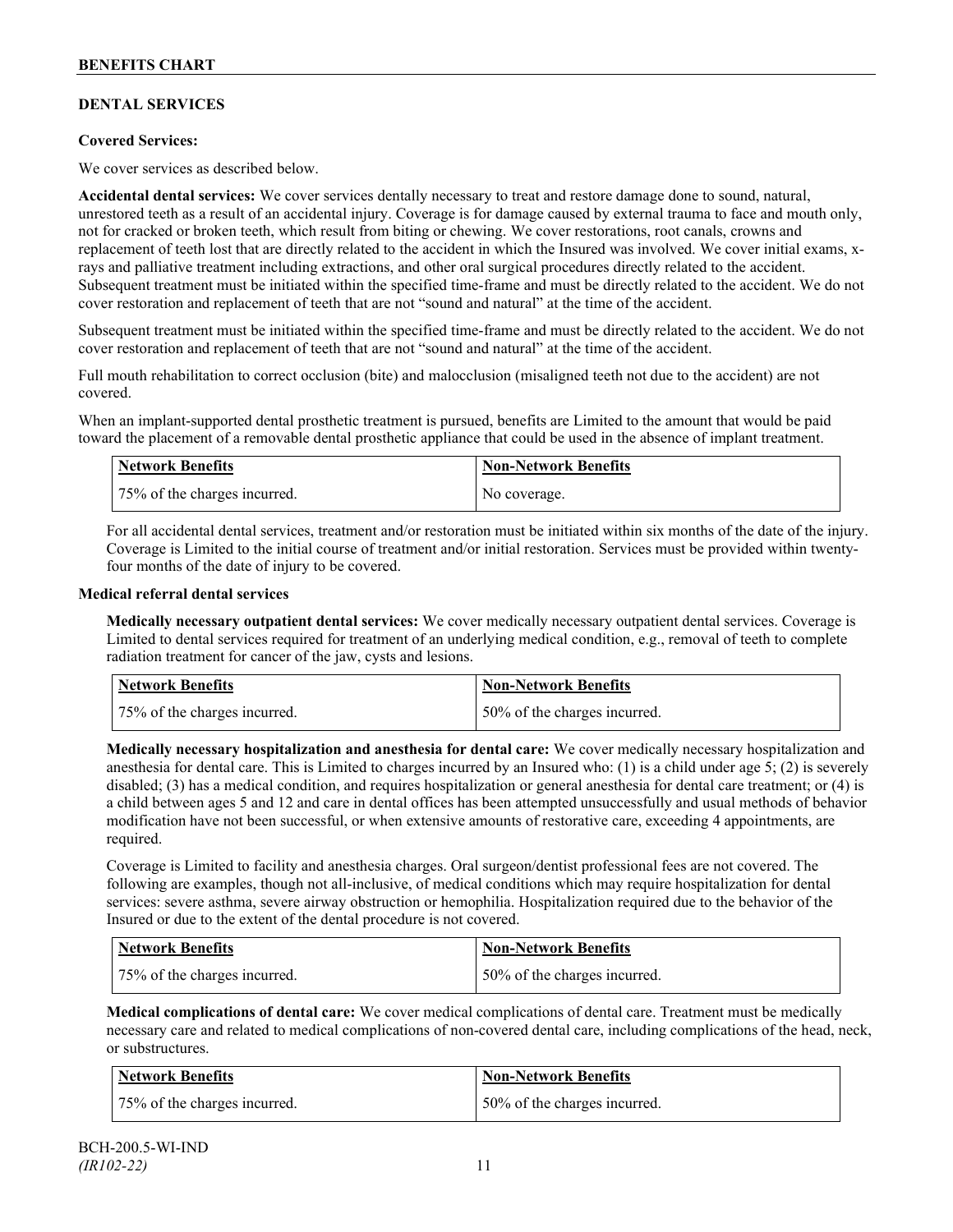## DENTAL SERVICES

**Covered Services:**

We cover services as described below.

**Accidental dental services:** We cover services dentally necessary to treat and restore damage done to sound, natural, unrestored teeth as a result of an accidental injury. Coverage is for damage caused by external trauma to face and mouth only, not for cracked or broken teeth, which result from biting or chewing. We cover restorations, root canals, crowns and replacement of teeth lost that are directly related to the accident in which the Insured was involved. We cover initial exams, x-rays and palliative treatment including extractions, and other oral surgical procedures directly related to the accident. Subsequent treatment must be initiated within the specified time-frame and must be directly related to the accident. We do not cover restoration and replacement of teeth that are not "sound and natural" at the time of the accident.

Subsequent treatment must be initiated within the specified time-frame and must be directly related to the accident. We do not cover restoration and replacement of teeth that are not "sound and natural" at the time of the accident.

Full mouth rehabilitation to correct occlusion (bite) and malocclusion (misaligned teeth not due to the accident) are not covered.

When an implant-supported dental prosthetic treatment is pursued, benefits are Limited to the amount that would be paid toward the placement of a removable dental prosthetic appliance that could be used in the absence of implant treatment.

| Network Benefits | Non-Network Benefits |
|---|---|
| 75% of the charges incurred. | No coverage. |

For all accidental dental services, treatment and/or restoration must be initiated within six months of the date of the injury. Coverage is Limited to the initial course of treatment and/or initial restoration. Services must be provided within twenty-four months of the date of injury to be covered.

**Medical referral dental services**

**Medically necessary outpatient dental services:** We cover medically necessary outpatient dental services. Coverage is Limited to dental services required for treatment of an underlying medical condition, e.g., removal of teeth to complete radiation treatment for cancer of the jaw, cysts and lesions.

| Network Benefits | Non-Network Benefits |
|---|---|
| 75% of the charges incurred. | 50% of the charges incurred. |

**Medically necessary hospitalization and anesthesia for dental care:** We cover medically necessary hospitalization and anesthesia for dental care. This is Limited to charges incurred by an Insured who: (1) is a child under age 5; (2) is severely disabled; (3) has a medical condition, and requires hospitalization or general anesthesia for dental care treatment; or (4) is a child between ages 5 and 12 and care in dental offices has been attempted unsuccessfully and usual methods of behavior modification have not been successful, or when extensive amounts of restorative care, exceeding 4 appointments, are required.

Coverage is Limited to facility and anesthesia charges. Oral surgeon/dentist professional fees are not covered. The following are examples, though not all-inclusive, of medical conditions which may require hospitalization for dental services: severe asthma, severe airway obstruction or hemophilia. Hospitalization required due to the behavior of the Insured or due to the extent of the dental procedure is not covered.

| Network Benefits | Non-Network Benefits |
|---|---|
| 75% of the charges incurred. | 50% of the charges incurred. |

**Medical complications of dental care:** We cover medical complications of dental care. Treatment must be medically necessary care and related to medical complications of non-covered dental care, including complications of the head, neck, or substructures.

| Network Benefits | Non-Network Benefits |
|---|---|
| 75% of the charges incurred. | 50% of the charges incurred. |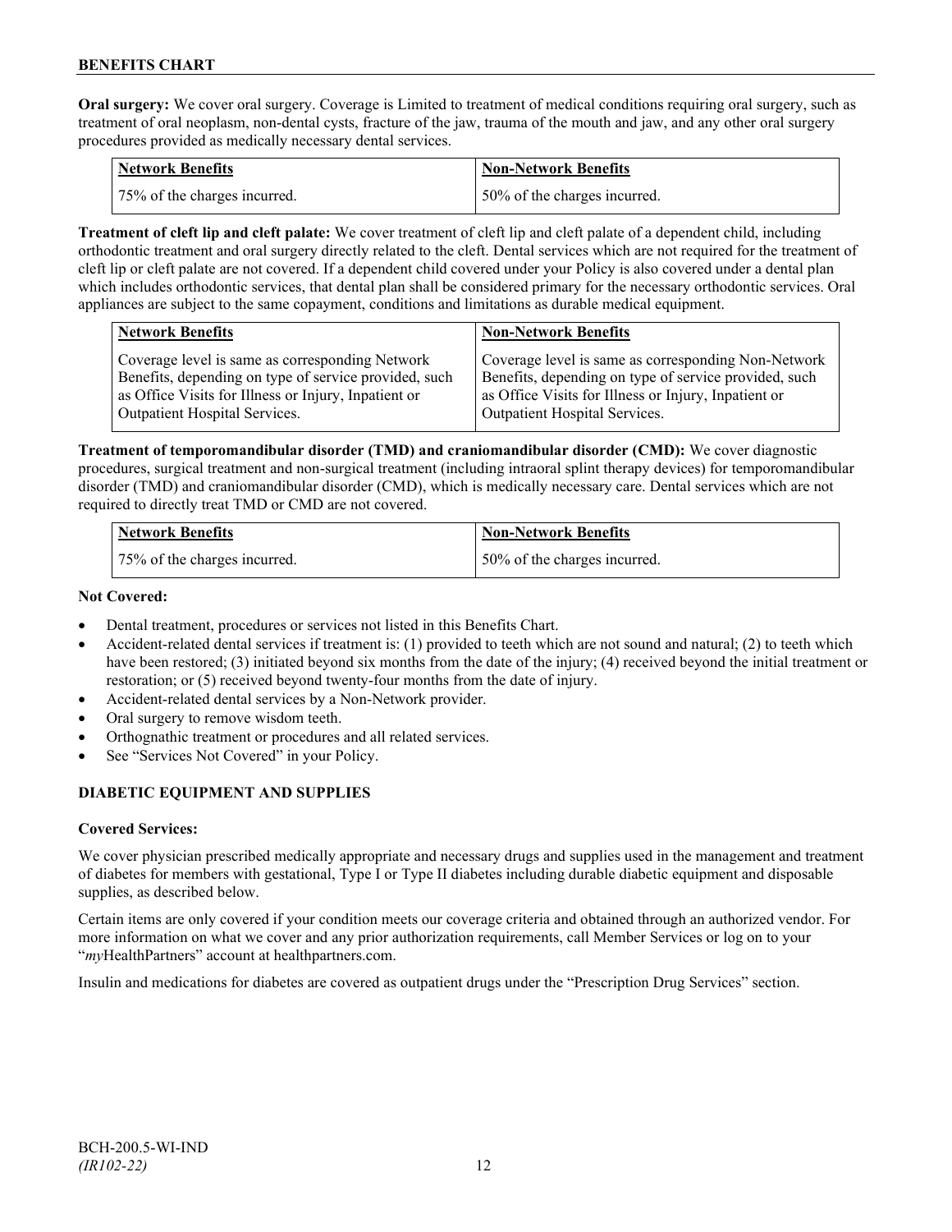**Oral surgery:** We cover oral surgery. Coverage is Limited to treatment of medical conditions requiring oral surgery, such as treatment of oral neoplasm, non-dental cysts, fracture of the jaw, trauma of the mouth and jaw, and any other oral surgery procedures provided as medically necessary dental services.

| Network Benefits | Non-Network Benefits |
| --- | --- |
| 75% of the charges incurred. | 50% of the charges incurred. |

**Treatment of cleft lip and cleft palate:** We cover treatment of cleft lip and cleft palate of a dependent child, including orthodontic treatment and oral surgery directly related to the cleft. Dental services which are not required for the treatment of cleft lip or cleft palate are not covered. If a dependent child covered under your Policy is also covered under a dental plan which includes orthodontic services, that dental plan shall be considered primary for the necessary orthodontic services. Oral appliances are subject to the same copayment, conditions and limitations as durable medical equipment.

| Network Benefits | Non-Network Benefits |
| --- | --- |
| Coverage level is same as corresponding Network Benefits, depending on type of service provided, such as Office Visits for Illness or Injury, Inpatient or Outpatient Hospital Services. | Coverage level is same as corresponding Non-Network Benefits, depending on type of service provided, such as Office Visits for Illness or Injury, Inpatient or Outpatient Hospital Services. |

**Treatment of temporomandibular disorder (TMD) and craniomandibular disorder (CMD):** We cover diagnostic procedures, surgical treatment and non-surgical treatment (including intraoral splint therapy devices) for temporomandibular disorder (TMD) and craniomandibular disorder (CMD), which is medically necessary care. Dental services which are not required to directly treat TMD or CMD are not covered.

| Network Benefits | Non-Network Benefits |
| --- | --- |
| 75% of the charges incurred. | 50% of the charges incurred. |

**Not Covered:**

- Dental treatment, procedures or services not listed in this Benefits Chart.
- Accident-related dental services if treatment is: (1) provided to teeth which are not sound and natural; (2) to teeth which have been restored; (3) initiated beyond six months from the date of the injury; (4) received beyond the initial treatment or restoration; or (5) received beyond twenty-four months from the date of injury.
- Accident-related dental services by a Non-Network provider.
- Oral surgery to remove wisdom teeth.
- Orthognathic treatment or procedures and all related services.
- See "Services Not Covered" in your Policy.

## DIABETIC EQUIPMENT AND SUPPLIES

**Covered Services:**

We cover physician prescribed medically appropriate and necessary drugs and supplies used in the management and treatment of diabetes for members with gestational, Type I or Type II diabetes including durable diabetic equipment and disposable supplies, as described below.

Certain items are only covered if your condition meets our coverage criteria and obtained through an authorized vendor. For more information on what we cover and any prior authorization requirements, call Member Services or log on to your "*my*HealthPartners" account at healthpartners.com.

Insulin and medications for diabetes are covered as outpatient drugs under the "Prescription Drug Services" section.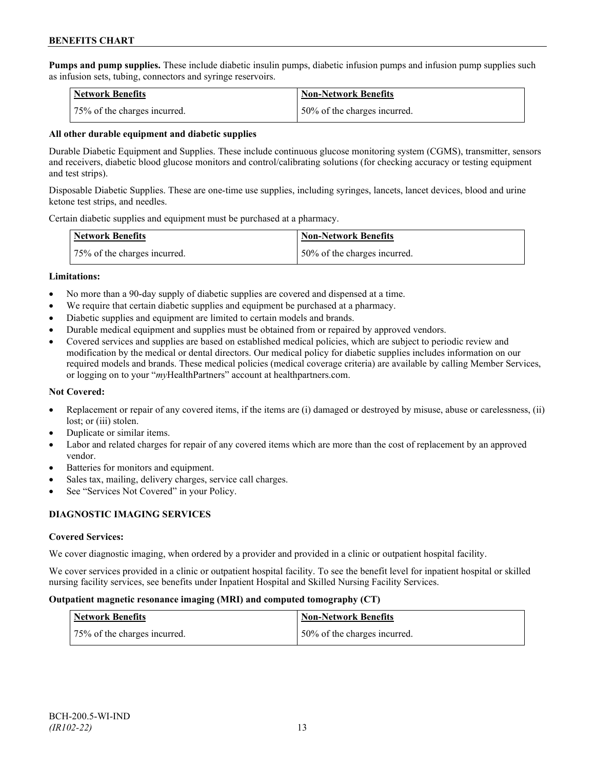**Pumps and pump supplies.** These include diabetic insulin pumps, diabetic infusion pumps and infusion pump supplies such as infusion sets, tubing, connectors and syringe reservoirs.

| Network Benefits | Non-Network Benefits |
|---|---|
| 75% of the charges incurred. | 50% of the charges incurred. |

**All other durable equipment and diabetic supplies**

Durable Diabetic Equipment and Supplies. These include continuous glucose monitoring system (CGMS), transmitter, sensors and receivers, diabetic blood glucose monitors and control/calibrating solutions (for checking accuracy or testing equipment and test strips).

Disposable Diabetic Supplies. These are one-time use supplies, including syringes, lancets, lancet devices, blood and urine ketone test strips, and needles.

Certain diabetic supplies and equipment must be purchased at a pharmacy.

| Network Benefits | Non-Network Benefits |
|---|---|
| 75% of the charges incurred. | 50% of the charges incurred. |

**Limitations:**

- No more than a 90-day supply of diabetic supplies are covered and dispensed at a time.
- We require that certain diabetic supplies and equipment be purchased at a pharmacy.
- Diabetic supplies and equipment are limited to certain models and brands.
- Durable medical equipment and supplies must be obtained from or repaired by approved vendors.
- Covered services and supplies are based on established medical policies, which are subject to periodic review and modification by the medical or dental directors. Our medical policy for diabetic supplies includes information on our required models and brands. These medical policies (medical coverage criteria) are available by calling Member Services, or logging on to your "*my*HealthPartners" account at healthpartners.com.

**Not Covered:**

- Replacement or repair of any covered items, if the items are (i) damaged or destroyed by misuse, abuse or carelessness, (ii) lost; or (iii) stolen.
- Duplicate or similar items.
- Labor and related charges for repair of any covered items which are more than the cost of replacement by an approved vendor.
- Batteries for monitors and equipment.
- Sales tax, mailing, delivery charges, service call charges.
- See "Services Not Covered" in your Policy.

## DIAGNOSTIC IMAGING SERVICES

**Covered Services:**

We cover diagnostic imaging, when ordered by a provider and provided in a clinic or outpatient hospital facility.

We cover services provided in a clinic or outpatient hospital facility. To see the benefit level for inpatient hospital or skilled nursing facility services, see benefits under Inpatient Hospital and Skilled Nursing Facility Services.

**Outpatient magnetic resonance imaging (MRI) and computed tomography (CT)**

| Network Benefits | Non-Network Benefits |
|---|---|
| 75% of the charges incurred. | 50% of the charges incurred. |

BCH-200.5-WI-IND
*(IR102-22)*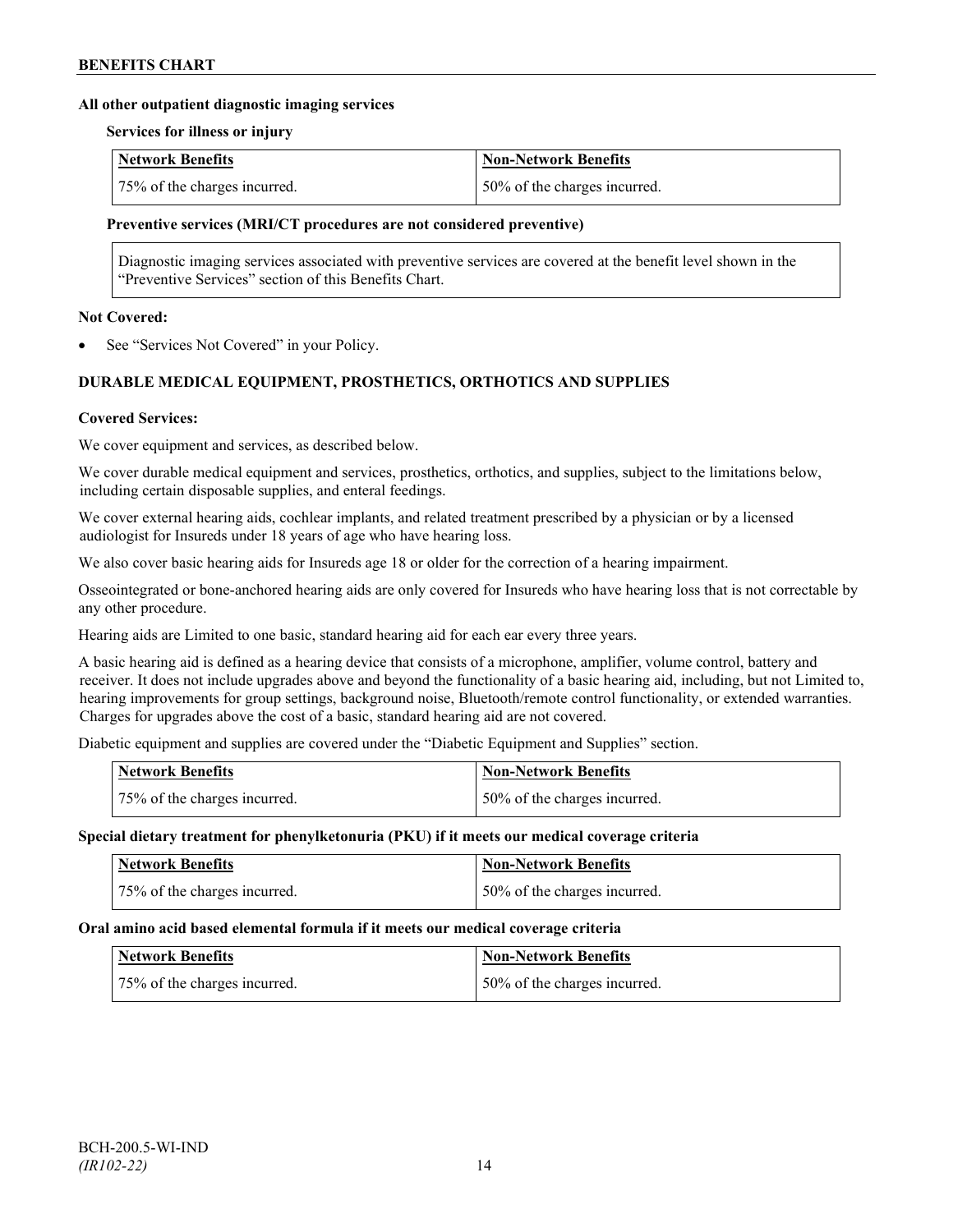**All other outpatient diagnostic imaging services**

**Services for illness or injury**

| Network Benefits | Non-Network Benefits |
|---|---|
| 75% of the charges incurred. | 50% of the charges incurred. |

**Preventive services (MRI/CT procedures are not considered preventive)**

Diagnostic imaging services associated with preventive services are covered at the benefit level shown in the "Preventive Services" section of this Benefits Chart.

**Not Covered:**

- See "Services Not Covered" in your Policy.

## DURABLE MEDICAL EQUIPMENT, PROSTHETICS, ORTHOTICS AND SUPPLIES

**Covered Services:**

We cover equipment and services, as described below.

We cover durable medical equipment and services, prosthetics, orthotics, and supplies, subject to the limitations below, including certain disposable supplies, and enteral feedings.

We cover external hearing aids, cochlear implants, and related treatment prescribed by a physician or by a licensed audiologist for Insureds under 18 years of age who have hearing loss.

We also cover basic hearing aids for Insureds age 18 or older for the correction of a hearing impairment.

Osseointegrated or bone-anchored hearing aids are only covered for Insureds who have hearing loss that is not correctable by any other procedure.

Hearing aids are Limited to one basic, standard hearing aid for each ear every three years.

A basic hearing aid is defined as a hearing device that consists of a microphone, amplifier, volume control, battery and receiver. It does not include upgrades above and beyond the functionality of a basic hearing aid, including, but not Limited to, hearing improvements for group settings, background noise, Bluetooth/remote control functionality, or extended warranties. Charges for upgrades above the cost of a basic, standard hearing aid are not covered.

Diabetic equipment and supplies are covered under the "Diabetic Equipment and Supplies" section.

| Network Benefits | Non-Network Benefits |
|---|---|
| 75% of the charges incurred. | 50% of the charges incurred. |

**Special dietary treatment for phenylketonuria (PKU) if it meets our medical coverage criteria**

| Network Benefits | Non-Network Benefits |
|---|---|
| 75% of the charges incurred. | 50% of the charges incurred. |

**Oral amino acid based elemental formula if it meets our medical coverage criteria**

| Network Benefits | Non-Network Benefits |
|---|---|
| 75% of the charges incurred. | 50% of the charges incurred. |

BCH-200.5-WI-IND
*(IR102-22)*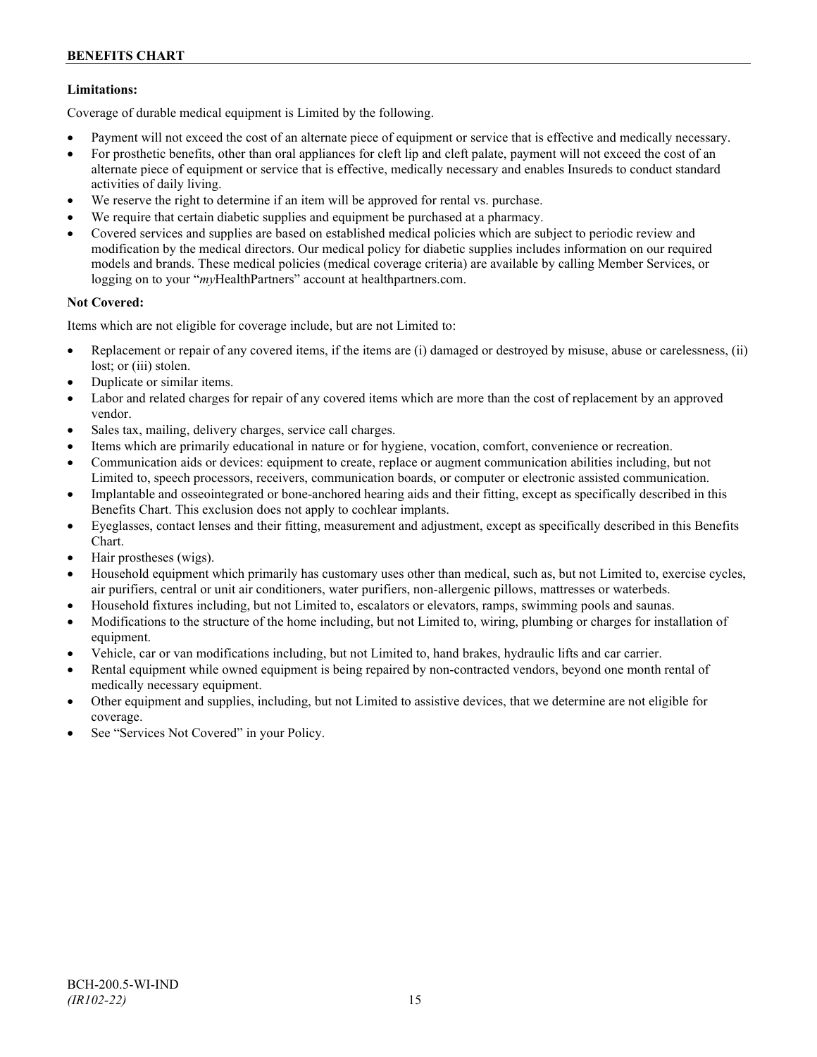**Limitations:**

Coverage of durable medical equipment is Limited by the following.

- Payment will not exceed the cost of an alternate piece of equipment or service that is effective and medically necessary.
- For prosthetic benefits, other than oral appliances for cleft lip and cleft palate, payment will not exceed the cost of an alternate piece of equipment or service that is effective, medically necessary and enables Insureds to conduct standard activities of daily living.
- We reserve the right to determine if an item will be approved for rental vs. purchase.
- We require that certain diabetic supplies and equipment be purchased at a pharmacy.
- Covered services and supplies are based on established medical policies which are subject to periodic review and modification by the medical directors. Our medical policy for diabetic supplies includes information on our required models and brands. These medical policies (medical coverage criteria) are available by calling Member Services, or logging on to your "*my*HealthPartners" account at healthpartners.com.

**Not Covered:**

Items which are not eligible for coverage include, but are not Limited to:

- Replacement or repair of any covered items, if the items are (i) damaged or destroyed by misuse, abuse or carelessness, (ii) lost; or (iii) stolen.
- Duplicate or similar items.
- Labor and related charges for repair of any covered items which are more than the cost of replacement by an approved vendor.
- Sales tax, mailing, delivery charges, service call charges.
- Items which are primarily educational in nature or for hygiene, vocation, comfort, convenience or recreation.
- Communication aids or devices: equipment to create, replace or augment communication abilities including, but not Limited to, speech processors, receivers, communication boards, or computer or electronic assisted communication.
- Implantable and osseointegrated or bone-anchored hearing aids and their fitting, except as specifically described in this Benefits Chart. This exclusion does not apply to cochlear implants.
- Eyeglasses, contact lenses and their fitting, measurement and adjustment, except as specifically described in this Benefits Chart.
- Hair prostheses (wigs).
- Household equipment which primarily has customary uses other than medical, such as, but not Limited to, exercise cycles, air purifiers, central or unit air conditioners, water purifiers, non-allergenic pillows, mattresses or waterbeds.
- Household fixtures including, but not Limited to, escalators or elevators, ramps, swimming pools and saunas.
- Modifications to the structure of the home including, but not Limited to, wiring, plumbing or charges for installation of equipment.
- Vehicle, car or van modifications including, but not Limited to, hand brakes, hydraulic lifts and car carrier.
- Rental equipment while owned equipment is being repaired by non-contracted vendors, beyond one month rental of medically necessary equipment.
- Other equipment and supplies, including, but not Limited to assistive devices, that we determine are not eligible for coverage.
- See "Services Not Covered" in your Policy.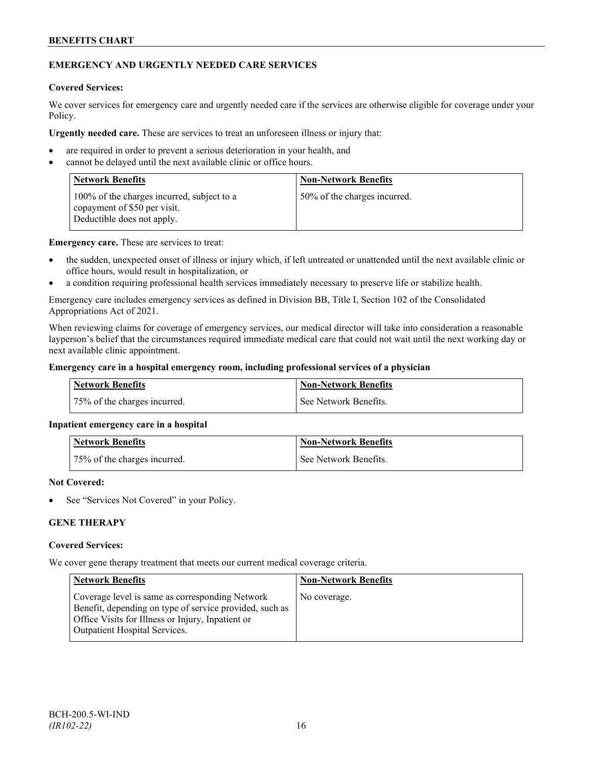## EMERGENCY AND URGENTLY NEEDED CARE SERVICES

**Covered Services:**

We cover services for emergency care and urgently needed care if the services are otherwise eligible for coverage under your Policy.

**Urgently needed care.** These are services to treat an unforeseen illness or injury that:

- are required in order to prevent a serious deterioration in your health, and
- cannot be delayed until the next available clinic or office hours.

| Network Benefits | Non-Network Benefits |
| --- | --- |
| 100% of the charges incurred, subject to a copayment of $50 per visit. Deductible does not apply. | 50% of the charges incurred. |

**Emergency care.** These are services to treat:

- the sudden, unexpected onset of illness or injury which, if left untreated or unattended until the next available clinic or office hours, would result in hospitalization, or
- a condition requiring professional health services immediately necessary to preserve life or stabilize health.

Emergency care includes emergency services as defined in Division BB, Title I, Section 102 of the Consolidated Appropriations Act of 2021.

When reviewing claims for coverage of emergency services, our medical director will take into consideration a reasonable layperson's belief that the circumstances required immediate medical care that could not wait until the next working day or next available clinic appointment.

**Emergency care in a hospital emergency room, including professional services of a physician**

| Network Benefits | Non-Network Benefits |
| --- | --- |
| 75% of the charges incurred. | See Network Benefits. |

**Inpatient emergency care in a hospital**

| Network Benefits | Non-Network Benefits |
| --- | --- |
| 75% of the charges incurred. | See Network Benefits. |

**Not Covered:**

- See "Services Not Covered" in your Policy.

## GENE THERAPY

**Covered Services:**

We cover gene therapy treatment that meets our current medical coverage criteria.

| Network Benefits | Non-Network Benefits |
| --- | --- |
| Coverage level is same as corresponding Network Benefit, depending on type of service provided, such as Office Visits for Illness or Injury, Inpatient or Outpatient Hospital Services. | No coverage. |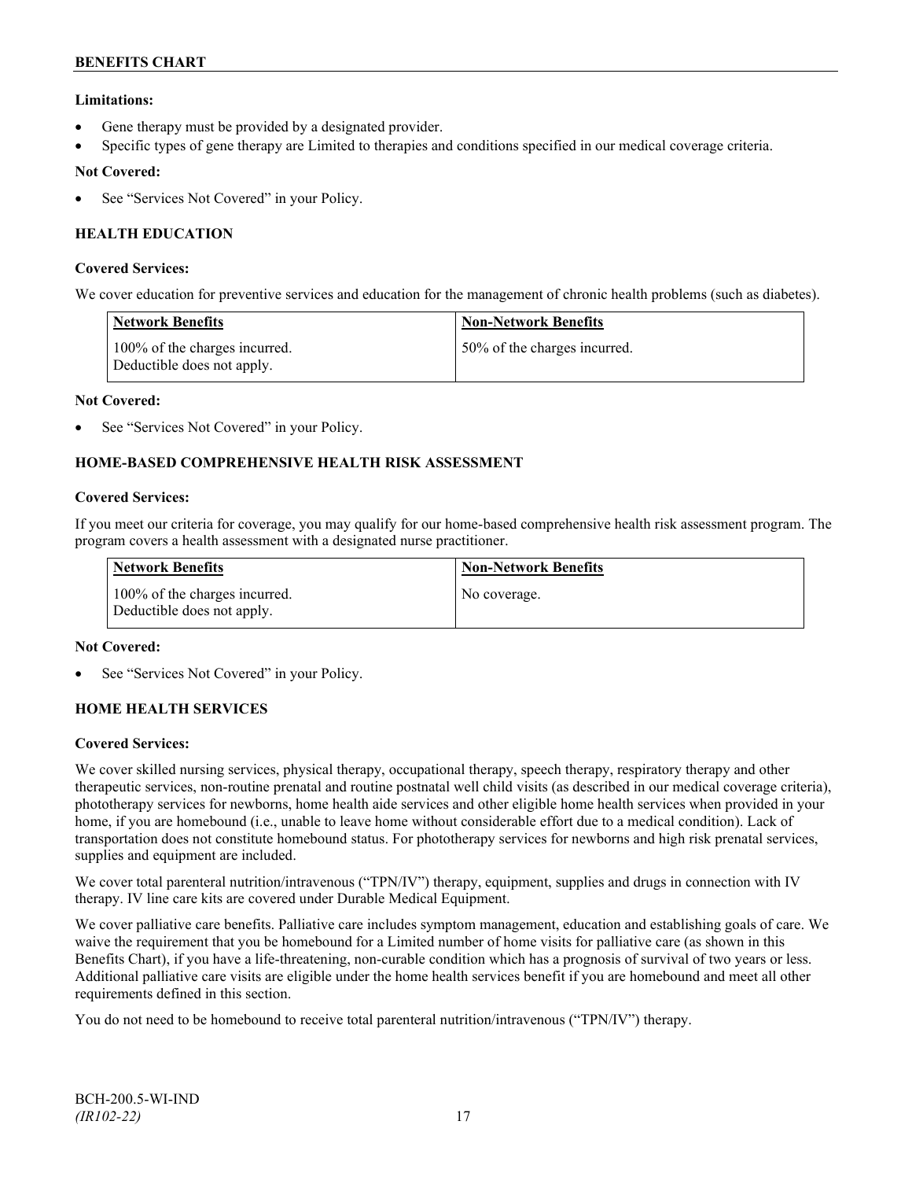**Limitations:**

- Gene therapy must be provided by a designated provider.
- Specific types of gene therapy are Limited to therapies and conditions specified in our medical coverage criteria.

**Not Covered:**

- See "Services Not Covered" in your Policy.

## HEALTH EDUCATION

**Covered Services:**

We cover education for preventive services and education for the management of chronic health problems (such as diabetes).

| Network Benefits | Non-Network Benefits |
| --- | --- |
| 100% of the charges incurred. Deductible does not apply. | 50% of the charges incurred. |

**Not Covered:**

- See "Services Not Covered" in your Policy.

## HOME-BASED COMPREHENSIVE HEALTH RISK ASSESSMENT

**Covered Services:**

If you meet our criteria for coverage, you may qualify for our home-based comprehensive health risk assessment program. The program covers a health assessment with a designated nurse practitioner.

| Network Benefits | Non-Network Benefits |
| --- | --- |
| 100% of the charges incurred. Deductible does not apply. | No coverage. |

**Not Covered:**

- See "Services Not Covered" in your Policy.

## HOME HEALTH SERVICES

**Covered Services:**

We cover skilled nursing services, physical therapy, occupational therapy, speech therapy, respiratory therapy and other therapeutic services, non-routine prenatal and routine postnatal well child visits (as described in our medical coverage criteria), phototherapy services for newborns, home health aide services and other eligible home health services when provided in your home, if you are homebound (i.e., unable to leave home without considerable effort due to a medical condition). Lack of transportation does not constitute homebound status. For phototherapy services for newborns and high risk prenatal services, supplies and equipment are included.

We cover total parenteral nutrition/intravenous ("TPN/IV") therapy, equipment, supplies and drugs in connection with IV therapy. IV line care kits are covered under Durable Medical Equipment.

We cover palliative care benefits. Palliative care includes symptom management, education and establishing goals of care. We waive the requirement that you be homebound for a Limited number of home visits for palliative care (as shown in this Benefits Chart), if you have a life-threatening, non-curable condition which has a prognosis of survival of two years or less. Additional palliative care visits are eligible under the home health services benefit if you are homebound and meet all other requirements defined in this section.

You do not need to be homebound to receive total parenteral nutrition/intravenous ("TPN/IV") therapy.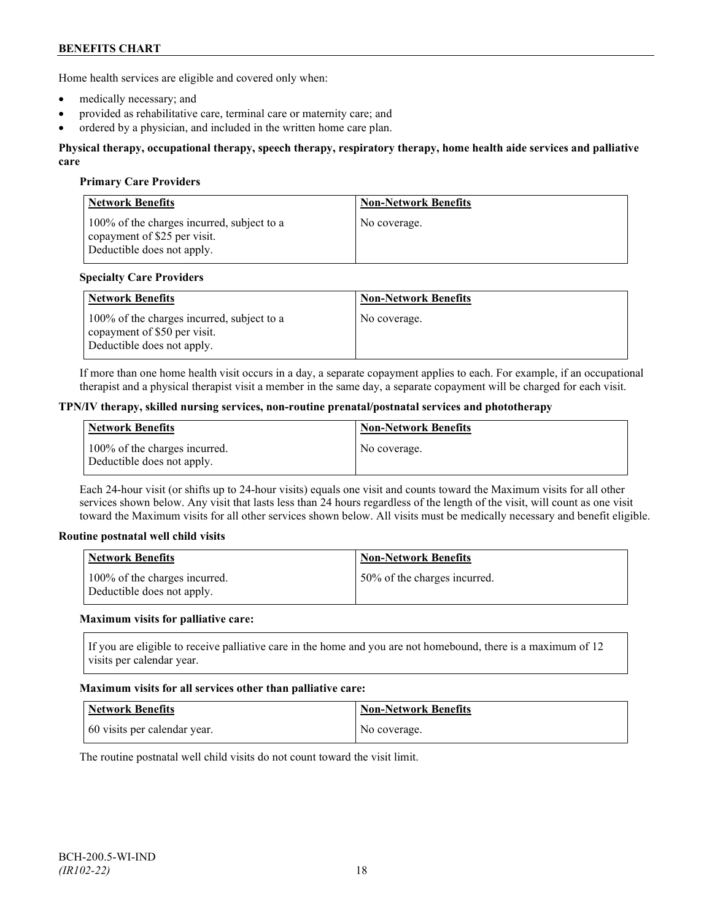Home health services are eligible and covered only when:

- medically necessary; and
- provided as rehabilitative care, terminal care or maternity care; and
- ordered by a physician, and included in the written home care plan.

**Physical therapy, occupational therapy, speech therapy, respiratory therapy, home health aide services and palliative care**

**Primary Care Providers**

| Network Benefits | Non-Network Benefits |
|---|---|
| 100% of the charges incurred, subject to a copayment of $25 per visit. Deductible does not apply. | No coverage. |

**Specialty Care Providers**

| Network Benefits | Non-Network Benefits |
|---|---|
| 100% of the charges incurred, subject to a copayment of $50 per visit. Deductible does not apply. | No coverage. |

If more than one home health visit occurs in a day, a separate copayment applies to each. For example, if an occupational therapist and a physical therapist visit a member in the same day, a separate copayment will be charged for each visit.

**TPN/IV therapy, skilled nursing services, non-routine prenatal/postnatal services and phototherapy**

| Network Benefits | Non-Network Benefits |
|---|---|
| 100% of the charges incurred. Deductible does not apply. | No coverage. |

Each 24-hour visit (or shifts up to 24-hour visits) equals one visit and counts toward the Maximum visits for all other services shown below. Any visit that lasts less than 24 hours regardless of the length of the visit, will count as one visit toward the Maximum visits for all other services shown below. All visits must be medically necessary and benefit eligible.

**Routine postnatal well child visits**

| Network Benefits | Non-Network Benefits |
|---|---|
| 100% of the charges incurred. Deductible does not apply. | 50% of the charges incurred. |

**Maximum visits for palliative care:**

If you are eligible to receive palliative care in the home and you are not homebound, there is a maximum of 12 visits per calendar year.

**Maximum visits for all services other than palliative care:**

| Network Benefits | Non-Network Benefits |
|---|---|
| 60 visits per calendar year. | No coverage. |

The routine postnatal well child visits do not count toward the visit limit.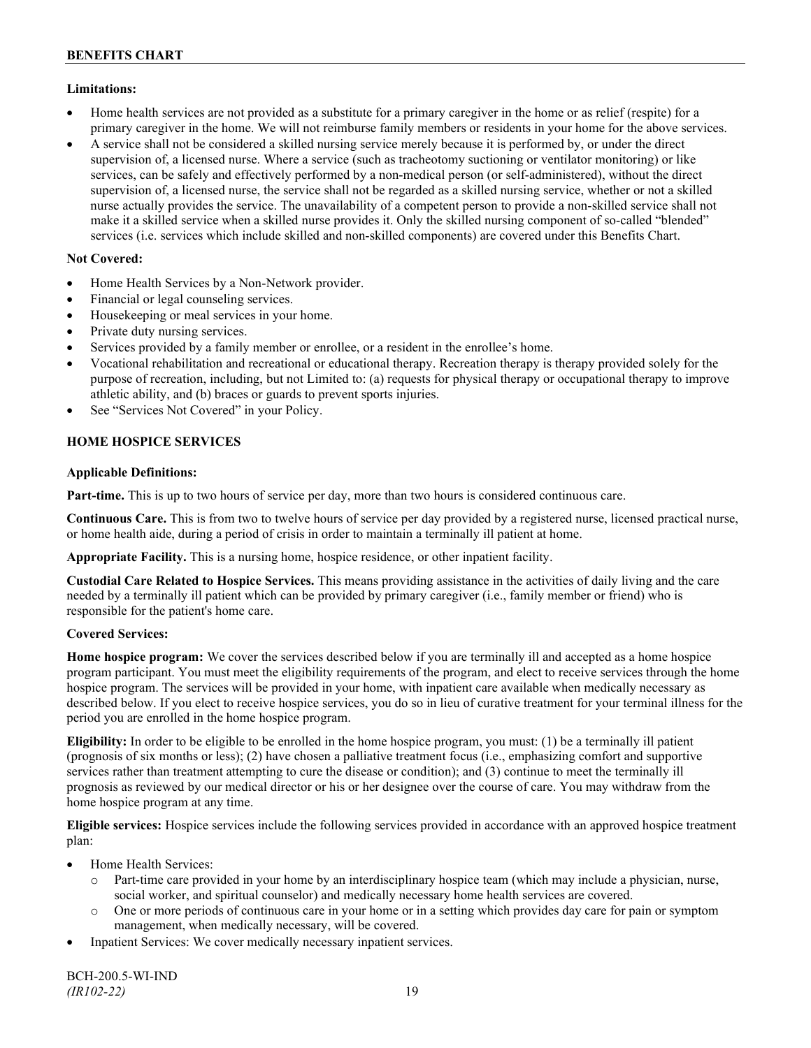**Limitations:**

- Home health services are not provided as a substitute for a primary caregiver in the home or as relief (respite) for a primary caregiver in the home. We will not reimburse family members or residents in your home for the above services.
- A service shall not be considered a skilled nursing service merely because it is performed by, or under the direct supervision of, a licensed nurse. Where a service (such as tracheotomy suctioning or ventilator monitoring) or like services, can be safely and effectively performed by a non-medical person (or self-administered), without the direct supervision of, a licensed nurse, the service shall not be regarded as a skilled nursing service, whether or not a skilled nurse actually provides the service. The unavailability of a competent person to provide a non-skilled service shall not make it a skilled service when a skilled nurse provides it. Only the skilled nursing component of so-called "blended" services (i.e. services which include skilled and non-skilled components) are covered under this Benefits Chart.

**Not Covered:**

- Home Health Services by a Non-Network provider.
- Financial or legal counseling services.
- Housekeeping or meal services in your home.
- Private duty nursing services.
- Services provided by a family member or enrollee, or a resident in the enrollee's home.
- Vocational rehabilitation and recreational or educational therapy. Recreation therapy is therapy provided solely for the purpose of recreation, including, but not Limited to: (a) requests for physical therapy or occupational therapy to improve athletic ability, and (b) braces or guards to prevent sports injuries.
- See "Services Not Covered" in your Policy.

## HOME HOSPICE SERVICES

**Applicable Definitions:**

**Part-time.** This is up to two hours of service per day, more than two hours is considered continuous care.

**Continuous Care.** This is from two to twelve hours of service per day provided by a registered nurse, licensed practical nurse, or home health aide, during a period of crisis in order to maintain a terminally ill patient at home.

**Appropriate Facility.** This is a nursing home, hospice residence, or other inpatient facility.

**Custodial Care Related to Hospice Services.** This means providing assistance in the activities of daily living and the care needed by a terminally ill patient which can be provided by primary caregiver (i.e., family member or friend) who is responsible for the patient's home care.

**Covered Services:**

**Home hospice program:** We cover the services described below if you are terminally ill and accepted as a home hospice program participant. You must meet the eligibility requirements of the program, and elect to receive services through the home hospice program. The services will be provided in your home, with inpatient care available when medically necessary as described below. If you elect to receive hospice services, you do so in lieu of curative treatment for your terminal illness for the period you are enrolled in the home hospice program.

**Eligibility:** In order to be eligible to be enrolled in the home hospice program, you must: (1) be a terminally ill patient (prognosis of six months or less); (2) have chosen a palliative treatment focus (i.e., emphasizing comfort and supportive services rather than treatment attempting to cure the disease or condition); and (3) continue to meet the terminally ill prognosis as reviewed by our medical director or his or her designee over the course of care. You may withdraw from the home hospice program at any time.

**Eligible services:** Hospice services include the following services provided in accordance with an approved hospice treatment plan:

- Home Health Services:
  - Part-time care provided in your home by an interdisciplinary hospice team (which may include a physician, nurse, social worker, and spiritual counselor) and medically necessary home health services are covered.
  - One or more periods of continuous care in your home or in a setting which provides day care for pain or symptom management, when medically necessary, will be covered.
- Inpatient Services: We cover medically necessary inpatient services.

BCH-200.5-WI-IND
*(IR102-22)*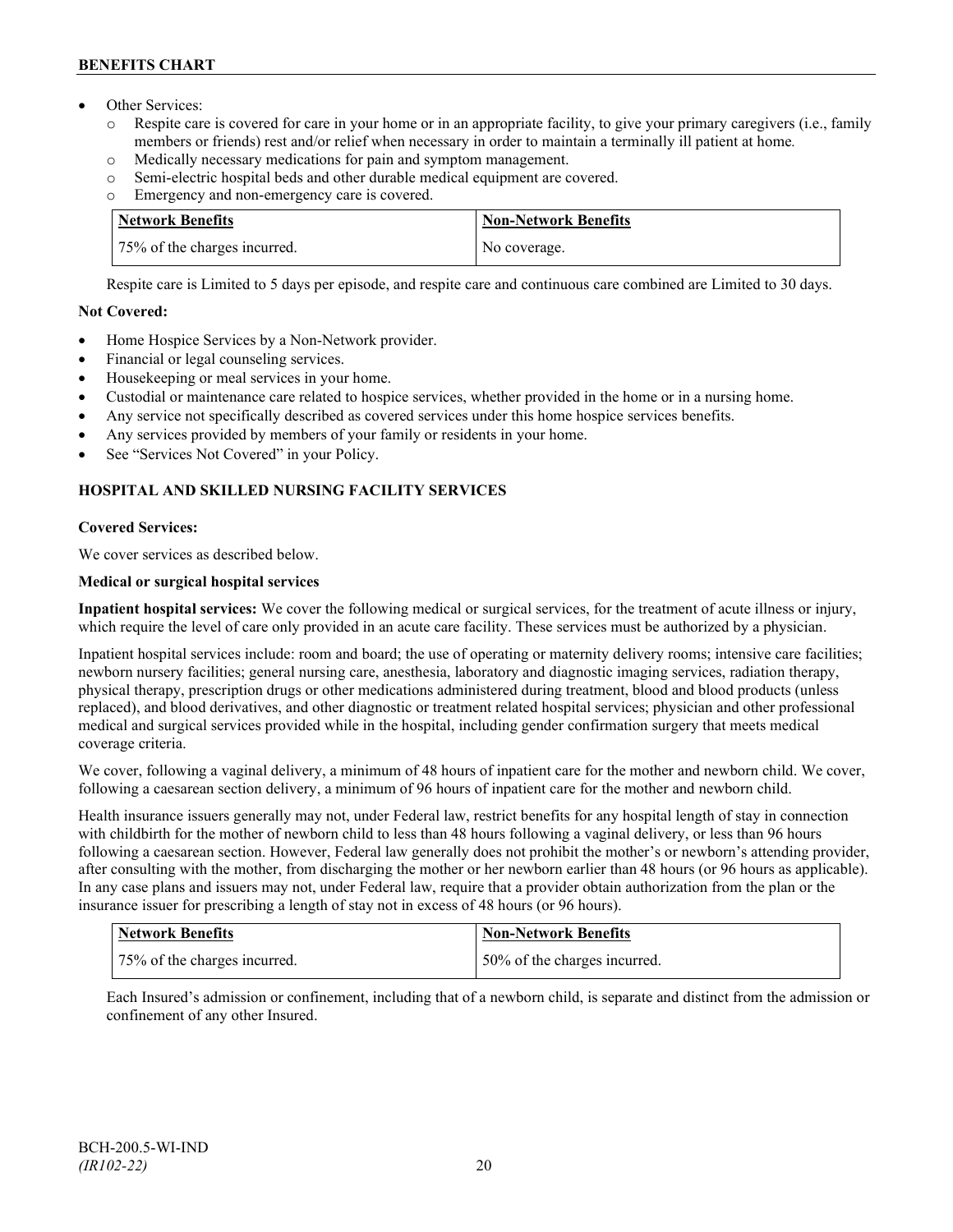- Other Services:
  - Respite care is covered for care in your home or in an appropriate facility, to give your primary caregivers (i.e., family members or friends) rest and/or relief when necessary in order to maintain a terminally ill patient at home.
  - Medically necessary medications for pain and symptom management.
  - Semi-electric hospital beds and other durable medical equipment are covered.
  - Emergency and non-emergency care is covered.

| Network Benefits | Non-Network Benefits |
|---|---|
| 75% of the charges incurred. | No coverage. |

Respite care is Limited to 5 days per episode, and respite care and continuous care combined are Limited to 30 days.

**Not Covered:**

- Home Hospice Services by a Non-Network provider.
- Financial or legal counseling services.
- Housekeeping or meal services in your home.
- Custodial or maintenance care related to hospice services, whether provided in the home or in a nursing home.
- Any service not specifically described as covered services under this home hospice services benefits.
- Any services provided by members of your family or residents in your home.
- See "Services Not Covered" in your Policy.

### HOSPITAL AND SKILLED NURSING FACILITY SERVICES

**Covered Services:**

We cover services as described below.

**Medical or surgical hospital services**

**Inpatient hospital services:** We cover the following medical or surgical services, for the treatment of acute illness or injury, which require the level of care only provided in an acute care facility. These services must be authorized by a physician.

Inpatient hospital services include: room and board; the use of operating or maternity delivery rooms; intensive care facilities; newborn nursery facilities; general nursing care, anesthesia, laboratory and diagnostic imaging services, radiation therapy, physical therapy, prescription drugs or other medications administered during treatment, blood and blood products (unless replaced), and blood derivatives, and other diagnostic or treatment related hospital services; physician and other professional medical and surgical services provided while in the hospital, including gender confirmation surgery that meets medical coverage criteria.

We cover, following a vaginal delivery, a minimum of 48 hours of inpatient care for the mother and newborn child. We cover, following a caesarean section delivery, a minimum of 96 hours of inpatient care for the mother and newborn child.

Health insurance issuers generally may not, under Federal law, restrict benefits for any hospital length of stay in connection with childbirth for the mother of newborn child to less than 48 hours following a vaginal delivery, or less than 96 hours following a caesarean section. However, Federal law generally does not prohibit the mother's or newborn's attending provider, after consulting with the mother, from discharging the mother or her newborn earlier than 48 hours (or 96 hours as applicable). In any case plans and issuers may not, under Federal law, require that a provider obtain authorization from the plan or the insurance issuer for prescribing a length of stay not in excess of 48 hours (or 96 hours).

| Network Benefits | Non-Network Benefits |
|---|---|
| 75% of the charges incurred. | 50% of the charges incurred. |

Each Insured's admission or confinement, including that of a newborn child, is separate and distinct from the admission or confinement of any other Insured.

BCH-200.5-WI-IND
*(IR102-22)*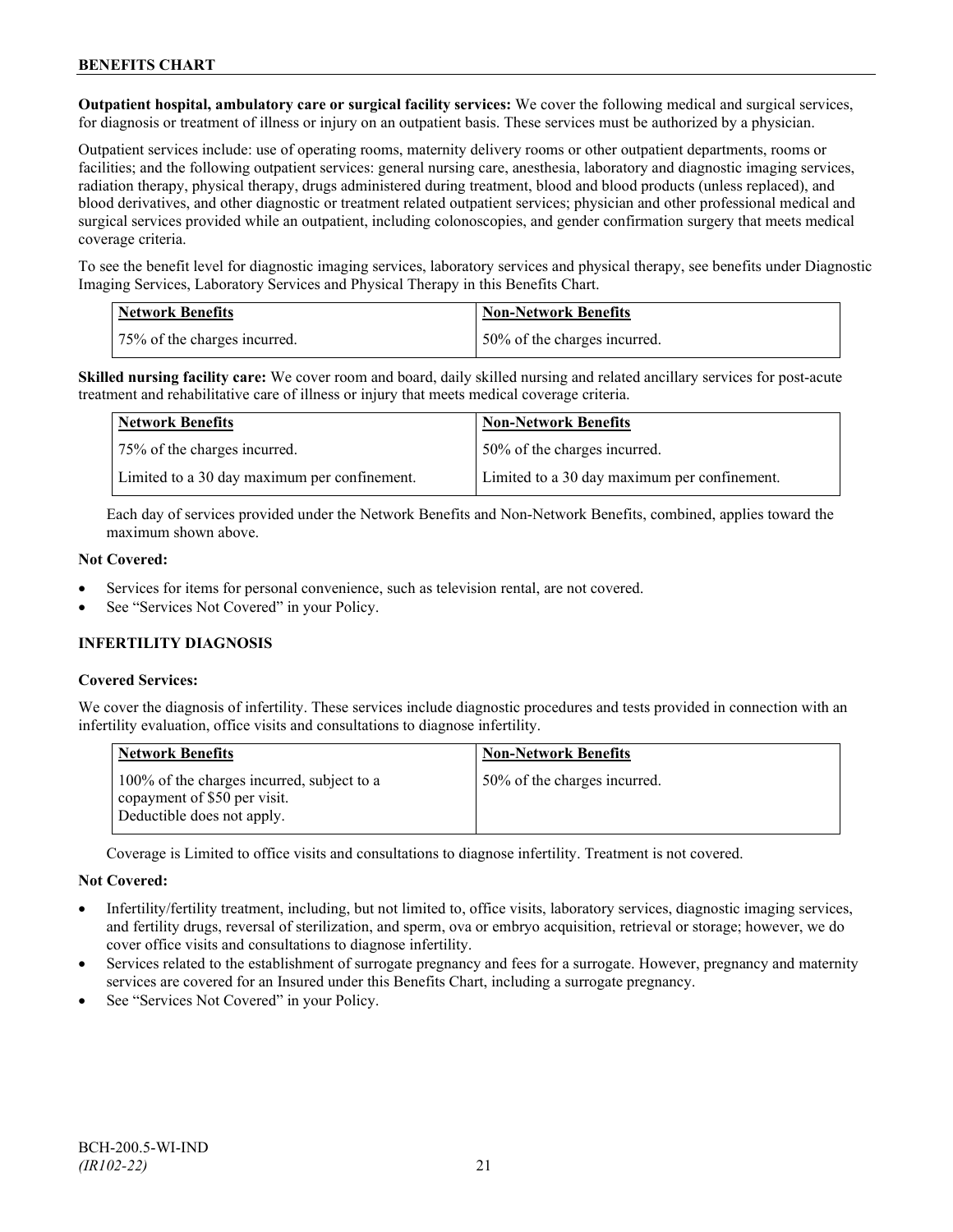**Outpatient hospital, ambulatory care or surgical facility services:** We cover the following medical and surgical services, for diagnosis or treatment of illness or injury on an outpatient basis. These services must be authorized by a physician.

Outpatient services include: use of operating rooms, maternity delivery rooms or other outpatient departments, rooms or facilities; and the following outpatient services: general nursing care, anesthesia, laboratory and diagnostic imaging services, radiation therapy, physical therapy, drugs administered during treatment, blood and blood products (unless replaced), and blood derivatives, and other diagnostic or treatment related outpatient services; physician and other professional medical and surgical services provided while an outpatient, including colonoscopies, and gender confirmation surgery that meets medical coverage criteria.

To see the benefit level for diagnostic imaging services, laboratory services and physical therapy, see benefits under Diagnostic Imaging Services, Laboratory Services and Physical Therapy in this Benefits Chart.

| Network Benefits | Non-Network Benefits |
|---|---|
| 75% of the charges incurred. | 50% of the charges incurred. |

**Skilled nursing facility care:** We cover room and board, daily skilled nursing and related ancillary services for post-acute treatment and rehabilitative care of illness or injury that meets medical coverage criteria.

| Network Benefits | Non-Network Benefits |
|---|---|
| 75% of the charges incurred. | 50% of the charges incurred. |
| Limited to a 30 day maximum per confinement. | Limited to a 30 day maximum per confinement. |

Each day of services provided under the Network Benefits and Non-Network Benefits, combined, applies toward the maximum shown above.

**Not Covered:**

- Services for items for personal convenience, such as television rental, are not covered.
- See "Services Not Covered" in your Policy.

### INFERTILITY DIAGNOSIS

**Covered Services:**

We cover the diagnosis of infertility. These services include diagnostic procedures and tests provided in connection with an infertility evaluation, office visits and consultations to diagnose infertility.

| Network Benefits | Non-Network Benefits |
|---|---|
| 100% of the charges incurred, subject to a copayment of $50 per visit. Deductible does not apply. | 50% of the charges incurred. |

Coverage is Limited to office visits and consultations to diagnose infertility. Treatment is not covered.

**Not Covered:**

- Infertility/fertility treatment, including, but not limited to, office visits, laboratory services, diagnostic imaging services, and fertility drugs, reversal of sterilization, and sperm, ova or embryo acquisition, retrieval or storage; however, we do cover office visits and consultations to diagnose infertility.
- Services related to the establishment of surrogate pregnancy and fees for a surrogate. However, pregnancy and maternity services are covered for an Insured under this Benefits Chart, including a surrogate pregnancy.
- See "Services Not Covered" in your Policy.

BCH-200.5-WI-IND
*(IR102-22)*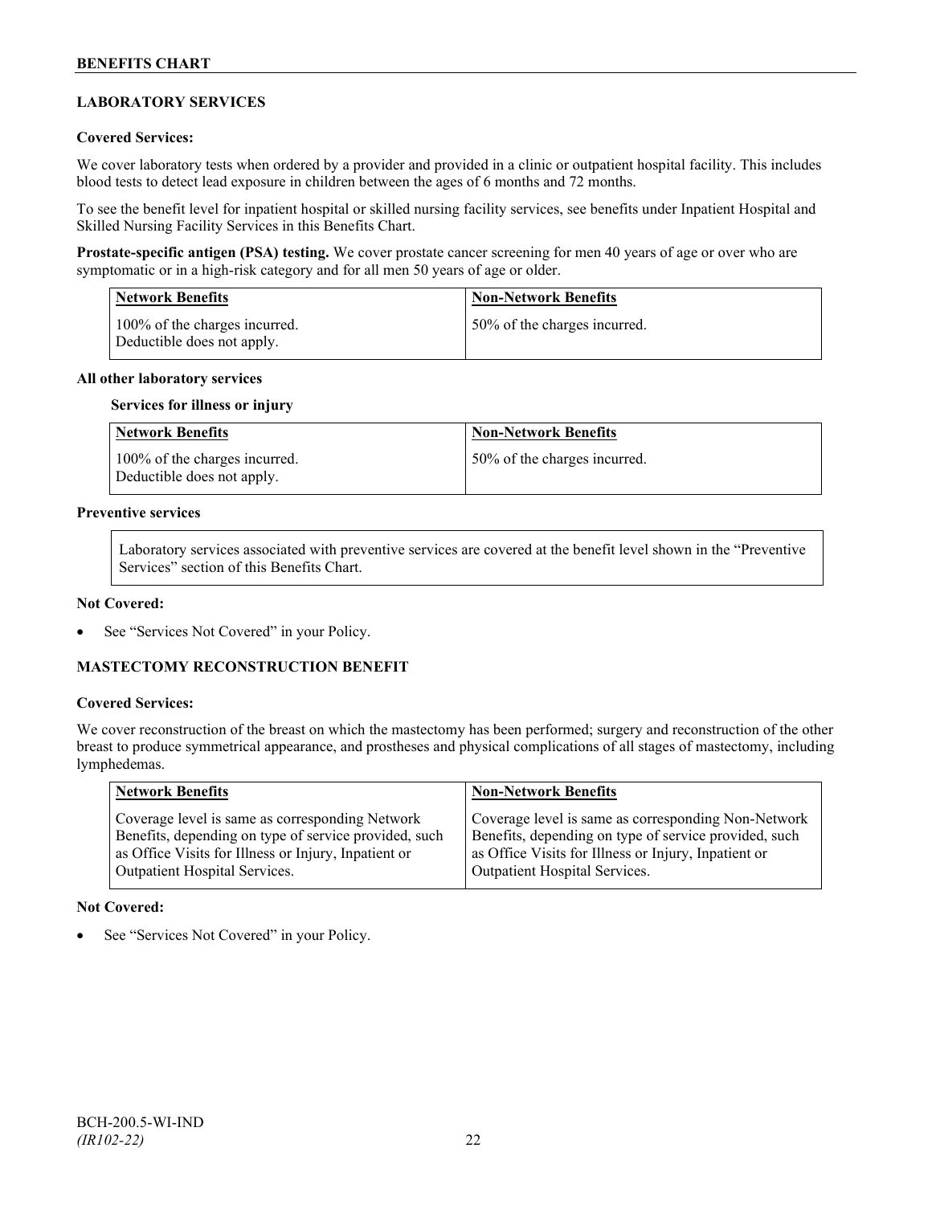## LABORATORY SERVICES

**Covered Services:**

We cover laboratory tests when ordered by a provider and provided in a clinic or outpatient hospital facility. This includes blood tests to detect lead exposure in children between the ages of 6 months and 72 months.

To see the benefit level for inpatient hospital or skilled nursing facility services, see benefits under Inpatient Hospital and Skilled Nursing Facility Services in this Benefits Chart.

**Prostate-specific antigen (PSA) testing.** We cover prostate cancer screening for men 40 years of age or over who are symptomatic or in a high-risk category and for all men 50 years of age or older.

| Network Benefits | Non-Network Benefits |
|---|---|
| 100% of the charges incurred. Deductible does not apply. | 50% of the charges incurred. |

**All other laboratory services**

**Services for illness or injury**

| Network Benefits | Non-Network Benefits |
|---|---|
| 100% of the charges incurred. Deductible does not apply. | 50% of the charges incurred. |

**Preventive services**

Laboratory services associated with preventive services are covered at the benefit level shown in the "Preventive Services" section of this Benefits Chart.

**Not Covered:**

- See "Services Not Covered" in your Policy.

## MASTECTOMY RECONSTRUCTION BENEFIT

**Covered Services:**

We cover reconstruction of the breast on which the mastectomy has been performed; surgery and reconstruction of the other breast to produce symmetrical appearance, and prostheses and physical complications of all stages of mastectomy, including lymphedemas.

| Network Benefits | Non-Network Benefits |
|---|---|
| Coverage level is same as corresponding Network Benefits, depending on type of service provided, such as Office Visits for Illness or Injury, Inpatient or Outpatient Hospital Services. | Coverage level is same as corresponding Non-Network Benefits, depending on type of service provided, such as Office Visits for Illness or Injury, Inpatient or Outpatient Hospital Services. |

**Not Covered:**

- See "Services Not Covered" in your Policy.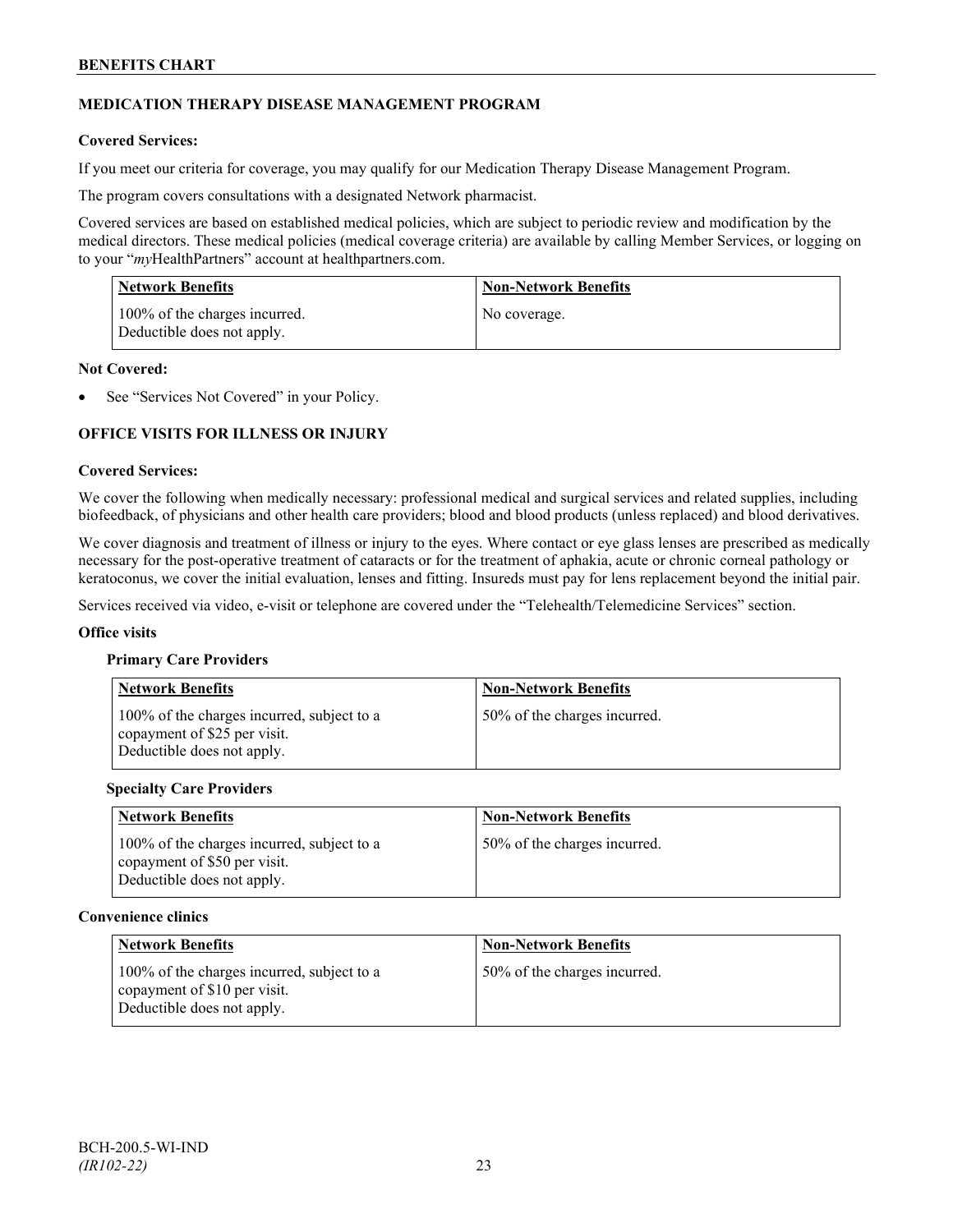## MEDICATION THERAPY DISEASE MANAGEMENT PROGRAM

**Covered Services:**

If you meet our criteria for coverage, you may qualify for our Medication Therapy Disease Management Program.

The program covers consultations with a designated Network pharmacist.

Covered services are based on established medical policies, which are subject to periodic review and modification by the medical directors. These medical policies (medical coverage criteria) are available by calling Member Services, or logging on to your "*my*HealthPartners" account at healthpartners.com.

| Network Benefits | Non-Network Benefits |
|---|---|
| 100% of the charges incurred. Deductible does not apply. | No coverage. |

**Not Covered:**

- See "Services Not Covered" in your Policy.

## OFFICE VISITS FOR ILLNESS OR INJURY

**Covered Services:**

We cover the following when medically necessary: professional medical and surgical services and related supplies, including biofeedback, of physicians and other health care providers; blood and blood products (unless replaced) and blood derivatives.

We cover diagnosis and treatment of illness or injury to the eyes. Where contact or eye glass lenses are prescribed as medically necessary for the post-operative treatment of cataracts or for the treatment of aphakia, acute or chronic corneal pathology or keratoconus, we cover the initial evaluation, lenses and fitting. Insureds must pay for lens replacement beyond the initial pair.

Services received via video, e-visit or telephone are covered under the "Telehealth/Telemedicine Services" section.

**Office visits**

**Primary Care Providers**

| Network Benefits | Non-Network Benefits |
|---|---|
| 100% of the charges incurred, subject to a copayment of $25 per visit. Deductible does not apply. | 50% of the charges incurred. |

**Specialty Care Providers**

| Network Benefits | Non-Network Benefits |
|---|---|
| 100% of the charges incurred, subject to a copayment of $50 per visit. Deductible does not apply. | 50% of the charges incurred. |

**Convenience clinics**

| Network Benefits | Non-Network Benefits |
|---|---|
| 100% of the charges incurred, subject to a copayment of $10 per visit. Deductible does not apply. | 50% of the charges incurred. |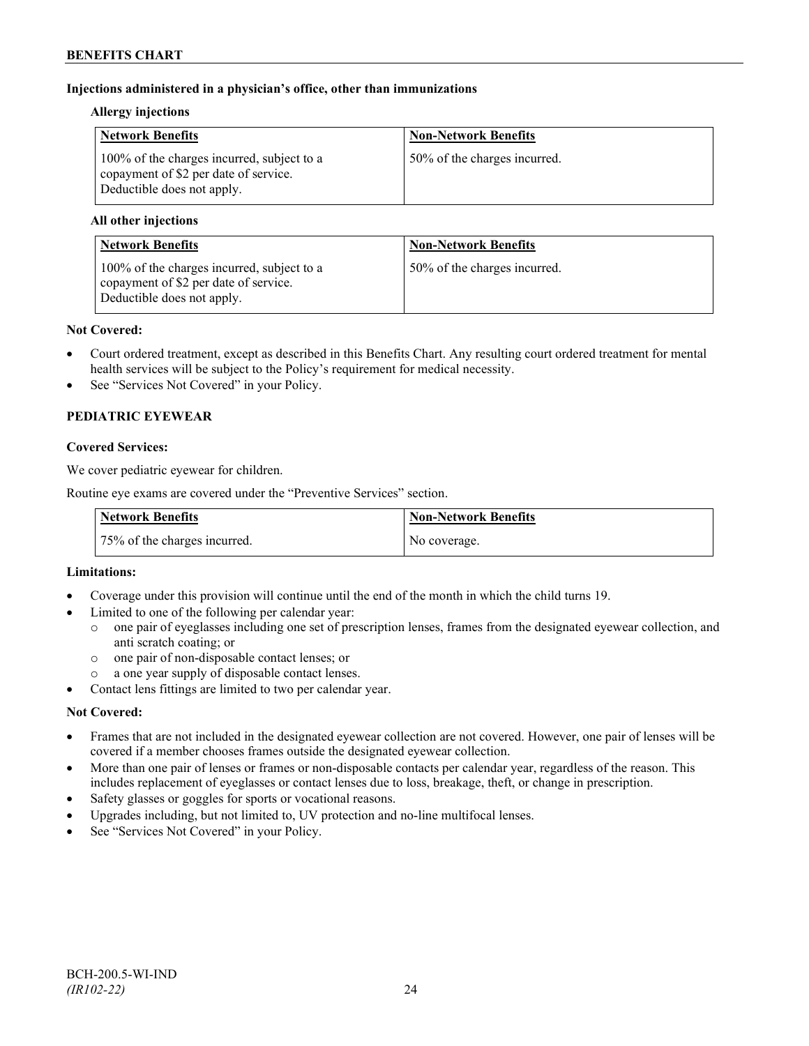**Injections administered in a physician's office, other than immunizations**

**Allergy injections**

| Network Benefits | Non-Network Benefits |
|---|---|
| 100% of the charges incurred, subject to a copayment of $2 per date of service. Deductible does not apply. | 50% of the charges incurred. |

**All other injections**

| Network Benefits | Non-Network Benefits |
|---|---|
| 100% of the charges incurred, subject to a copayment of $2 per date of service. Deductible does not apply. | 50% of the charges incurred. |

**Not Covered:**

- Court ordered treatment, except as described in this Benefits Chart. Any resulting court ordered treatment for mental health services will be subject to the Policy's requirement for medical necessity.
- See "Services Not Covered" in your Policy.

**PEDIATRIC EYEWEAR**

**Covered Services:**

We cover pediatric eyewear for children.

Routine eye exams are covered under the "Preventive Services" section.

| Network Benefits | Non-Network Benefits |
|---|---|
| 75% of the charges incurred. | No coverage. |

**Limitations:**

- Coverage under this provision will continue until the end of the month in which the child turns 19.
- Limited to one of the following per calendar year:
  - one pair of eyeglasses including one set of prescription lenses, frames from the designated eyewear collection, and anti scratch coating; or
  - one pair of non-disposable contact lenses; or
  - a one year supply of disposable contact lenses.
- Contact lens fittings are limited to two per calendar year.

**Not Covered:**

- Frames that are not included in the designated eyewear collection are not covered. However, one pair of lenses will be covered if a member chooses frames outside the designated eyewear collection.
- More than one pair of lenses or frames or non-disposable contacts per calendar year, regardless of the reason. This includes replacement of eyeglasses or contact lenses due to loss, breakage, theft, or change in prescription.
- Safety glasses or goggles for sports or vocational reasons.
- Upgrades including, but not limited to, UV protection and no-line multifocal lenses.
- See "Services Not Covered" in your Policy.

BCH-200.5-WI-IND
*(IR102-22)*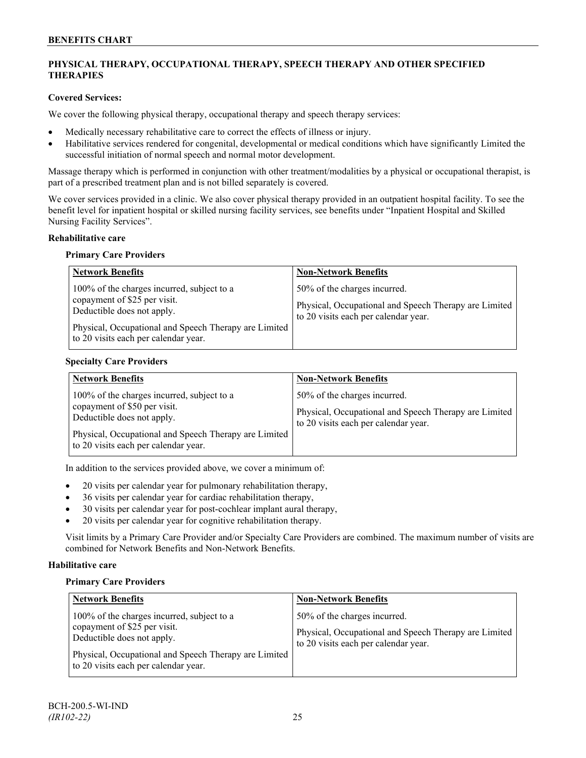## PHYSICAL THERAPY, OCCUPATIONAL THERAPY, SPEECH THERAPY AND OTHER SPECIFIED THERAPIES

**Covered Services:**

We cover the following physical therapy, occupational therapy and speech therapy services:

- Medically necessary rehabilitative care to correct the effects of illness or injury.
- Habilitative services rendered for congenital, developmental or medical conditions which have significantly Limited the successful initiation of normal speech and normal motor development.

Massage therapy which is performed in conjunction with other treatment/modalities by a physical or occupational therapist, is part of a prescribed treatment plan and is not billed separately is covered.

We cover services provided in a clinic. We also cover physical therapy provided in an outpatient hospital facility. To see the benefit level for inpatient hospital or skilled nursing facility services, see benefits under "Inpatient Hospital and Skilled Nursing Facility Services".

**Rehabilitative care**

**Primary Care Providers**

| Network Benefits | Non-Network Benefits |
|---|---|
| 100% of the charges incurred, subject to a copayment of $25 per visit. Deductible does not apply.<br><br>Physical, Occupational and Speech Therapy are Limited to 20 visits each per calendar year. | 50% of the charges incurred.<br><br>Physical, Occupational and Speech Therapy are Limited to 20 visits each per calendar year. |

**Specialty Care Providers**

| Network Benefits | Non-Network Benefits |
|---|---|
| 100% of the charges incurred, subject to a copayment of $50 per visit. Deductible does not apply.<br><br>Physical, Occupational and Speech Therapy are Limited to 20 visits each per calendar year. | 50% of the charges incurred.<br><br>Physical, Occupational and Speech Therapy are Limited to 20 visits each per calendar year. |

In addition to the services provided above, we cover a minimum of:

- 20 visits per calendar year for pulmonary rehabilitation therapy,
- 36 visits per calendar year for cardiac rehabilitation therapy,
- 30 visits per calendar year for post-cochlear implant aural therapy,
- 20 visits per calendar year for cognitive rehabilitation therapy.

Visit limits by a Primary Care Provider and/or Specialty Care Providers are combined. The maximum number of visits are combined for Network Benefits and Non-Network Benefits.

**Habilitative care**

**Primary Care Providers**

| Network Benefits | Non-Network Benefits |
|---|---|
| 100% of the charges incurred, subject to a copayment of $25 per visit. Deductible does not apply.<br><br>Physical, Occupational and Speech Therapy are Limited to 20 visits each per calendar year. | 50% of the charges incurred.<br><br>Physical, Occupational and Speech Therapy are Limited to 20 visits each per calendar year. |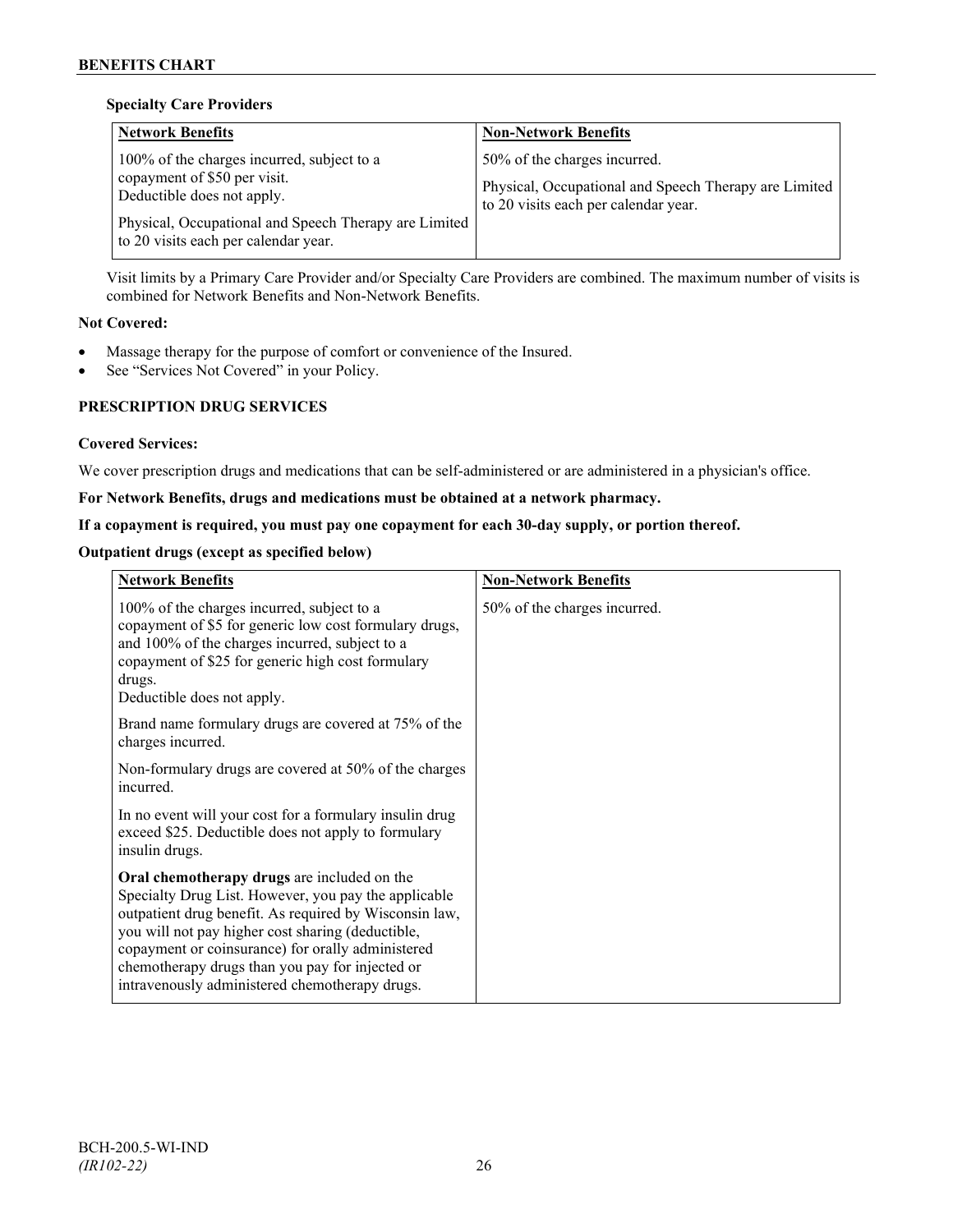**Specialty Care Providers**

| Network Benefits | Non-Network Benefits |
| --- | --- |
| 100% of the charges incurred, subject to a copayment of $50 per visit.<br>Deductible does not apply.<br><br>Physical, Occupational and Speech Therapy are Limited to 20 visits each per calendar year. | 50% of the charges incurred.<br><br>Physical, Occupational and Speech Therapy are Limited to 20 visits each per calendar year. |

Visit limits by a Primary Care Provider and/or Specialty Care Providers are combined. The maximum number of visits is combined for Network Benefits and Non-Network Benefits.

**Not Covered:**

- Massage therapy for the purpose of comfort or convenience of the Insured.
- See "Services Not Covered" in your Policy.

## PRESCRIPTION DRUG SERVICES

**Covered Services:**

We cover prescription drugs and medications that can be self-administered or are administered in a physician's office.

**For Network Benefits, drugs and medications must be obtained at a network pharmacy.**

**If a copayment is required, you must pay one copayment for each 30-day supply, or portion thereof.**

**Outpatient drugs (except as specified below)**

| Network Benefits | Non-Network Benefits |
| --- | --- |
| 100% of the charges incurred, subject to a copayment of $5 for generic low cost formulary drugs, and 100% of the charges incurred, subject to a copayment of $25 for generic high cost formulary drugs.<br>Deductible does not apply.<br><br>Brand name formulary drugs are covered at 75% of the charges incurred.<br><br>Non-formulary drugs are covered at 50% of the charges incurred.<br><br>In no event will your cost for a formulary insulin drug exceed $25. Deductible does not apply to formulary insulin drugs.<br><br>**Oral chemotherapy drugs** are included on the Specialty Drug List. However, you pay the applicable outpatient drug benefit. As required by Wisconsin law, you will not pay higher cost sharing (deductible, copayment or coinsurance) for orally administered chemotherapy drugs than you pay for injected or intravenously administered chemotherapy drugs. | 50% of the charges incurred. |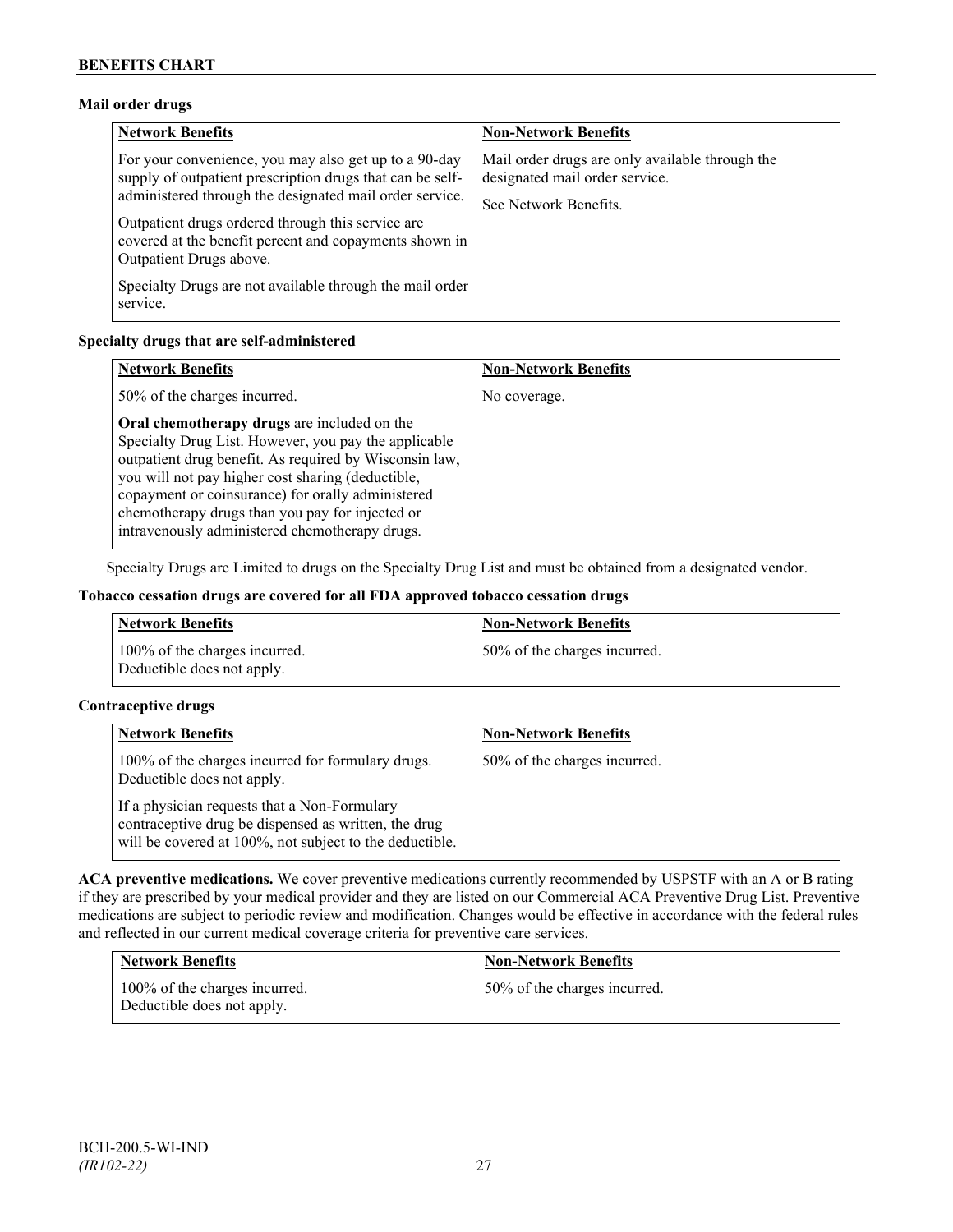**Mail order drugs**

| Network Benefits | Non-Network Benefits |
|---|---|
| For your convenience, you may also get up to a 90-day supply of outpatient prescription drugs that can be self-administered through the designated mail order service.<br><br>Outpatient drugs ordered through this service are covered at the benefit percent and copayments shown in Outpatient Drugs above.<br><br>Specialty Drugs are not available through the mail order service. | Mail order drugs are only available through the designated mail order service.<br><br>See Network Benefits. |

**Specialty drugs that are self-administered**

| Network Benefits | Non-Network Benefits |
|---|---|
| 50% of the charges incurred.<br><br>**Oral chemotherapy drugs** are included on the Specialty Drug List. However, you pay the applicable outpatient drug benefit. As required by Wisconsin law, you will not pay higher cost sharing (deductible, copayment or coinsurance) for orally administered chemotherapy drugs than you pay for injected or intravenously administered chemotherapy drugs. | No coverage. |

Specialty Drugs are Limited to drugs on the Specialty Drug List and must be obtained from a designated vendor.

**Tobacco cessation drugs are covered for all FDA approved tobacco cessation drugs**

| Network Benefits | Non-Network Benefits |
|---|---|
| 100% of the charges incurred.<br>Deductible does not apply. | 50% of the charges incurred. |

**Contraceptive drugs**

| Network Benefits | Non-Network Benefits |
|---|---|
| 100% of the charges incurred for formulary drugs. Deductible does not apply.<br><br>If a physician requests that a Non-Formulary contraceptive drug be dispensed as written, the drug will be covered at 100%, not subject to the deductible. | 50% of the charges incurred. |

**ACA preventive medications.** We cover preventive medications currently recommended by USPSTF with an A or B rating if they are prescribed by your medical provider and they are listed on our Commercial ACA Preventive Drug List. Preventive medications are subject to periodic review and modification. Changes would be effective in accordance with the federal rules and reflected in our current medical coverage criteria for preventive care services.

| Network Benefits | Non-Network Benefits |
|---|---|
| 100% of the charges incurred.<br>Deductible does not apply. | 50% of the charges incurred. |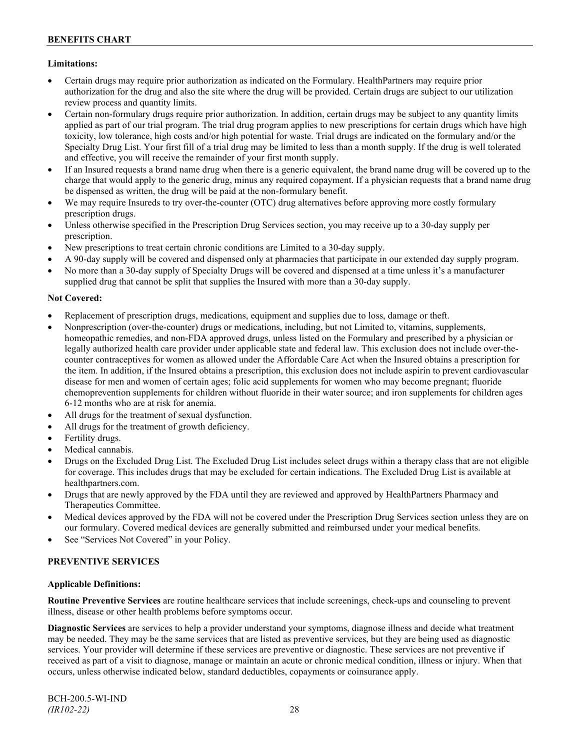**Limitations:**

- Certain drugs may require prior authorization as indicated on the Formulary. HealthPartners may require prior authorization for the drug and also the site where the drug will be provided. Certain drugs are subject to our utilization review process and quantity limits.
- Certain non-formulary drugs require prior authorization. In addition, certain drugs may be subject to any quantity limits applied as part of our trial program. The trial drug program applies to new prescriptions for certain drugs which have high toxicity, low tolerance, high costs and/or high potential for waste. Trial drugs are indicated on the formulary and/or the Specialty Drug List. Your first fill of a trial drug may be limited to less than a month supply. If the drug is well tolerated and effective, you will receive the remainder of your first month supply.
- If an Insured requests a brand name drug when there is a generic equivalent, the brand name drug will be covered up to the charge that would apply to the generic drug, minus any required copayment. If a physician requests that a brand name drug be dispensed as written, the drug will be paid at the non-formulary benefit.
- We may require Insureds to try over-the-counter (OTC) drug alternatives before approving more costly formulary prescription drugs.
- Unless otherwise specified in the Prescription Drug Services section, you may receive up to a 30-day supply per prescription.
- New prescriptions to treat certain chronic conditions are Limited to a 30-day supply.
- A 90-day supply will be covered and dispensed only at pharmacies that participate in our extended day supply program.
- No more than a 30-day supply of Specialty Drugs will be covered and dispensed at a time unless it's a manufacturer supplied drug that cannot be split that supplies the Insured with more than a 30-day supply.

**Not Covered:**

- Replacement of prescription drugs, medications, equipment and supplies due to loss, damage or theft.
- Nonprescription (over-the-counter) drugs or medications, including, but not Limited to, vitamins, supplements, homeopathic remedies, and non-FDA approved drugs, unless listed on the Formulary and prescribed by a physician or legally authorized health care provider under applicable state and federal law. This exclusion does not include over-the-counter contraceptives for women as allowed under the Affordable Care Act when the Insured obtains a prescription for the item. In addition, if the Insured obtains a prescription, this exclusion does not include aspirin to prevent cardiovascular disease for men and women of certain ages; folic acid supplements for women who may become pregnant; fluoride chemoprevention supplements for children without fluoride in their water source; and iron supplements for children ages 6-12 months who are at risk for anemia.
- All drugs for the treatment of sexual dysfunction.
- All drugs for the treatment of growth deficiency.
- Fertility drugs.
- Medical cannabis.
- Drugs on the Excluded Drug List. The Excluded Drug List includes select drugs within a therapy class that are not eligible for coverage. This includes drugs that may be excluded for certain indications. The Excluded Drug List is available at healthpartners.com.
- Drugs that are newly approved by the FDA until they are reviewed and approved by HealthPartners Pharmacy and Therapeutics Committee.
- Medical devices approved by the FDA will not be covered under the Prescription Drug Services section unless they are on our formulary. Covered medical devices are generally submitted and reimbursed under your medical benefits.
- See "Services Not Covered" in your Policy.

## PREVENTIVE SERVICES

**Applicable Definitions:**

**Routine Preventive Services** are routine healthcare services that include screenings, check-ups and counseling to prevent illness, disease or other health problems before symptoms occur.

**Diagnostic Services** are services to help a provider understand your symptoms, diagnose illness and decide what treatment may be needed. They may be the same services that are listed as preventive services, but they are being used as diagnostic services. Your provider will determine if these services are preventive or diagnostic. These services are not preventive if received as part of a visit to diagnose, manage or maintain an acute or chronic medical condition, illness or injury. When that occurs, unless otherwise indicated below, standard deductibles, copayments or coinsurance apply.

BCH-200.5-WI-IND
*(IR102-22)*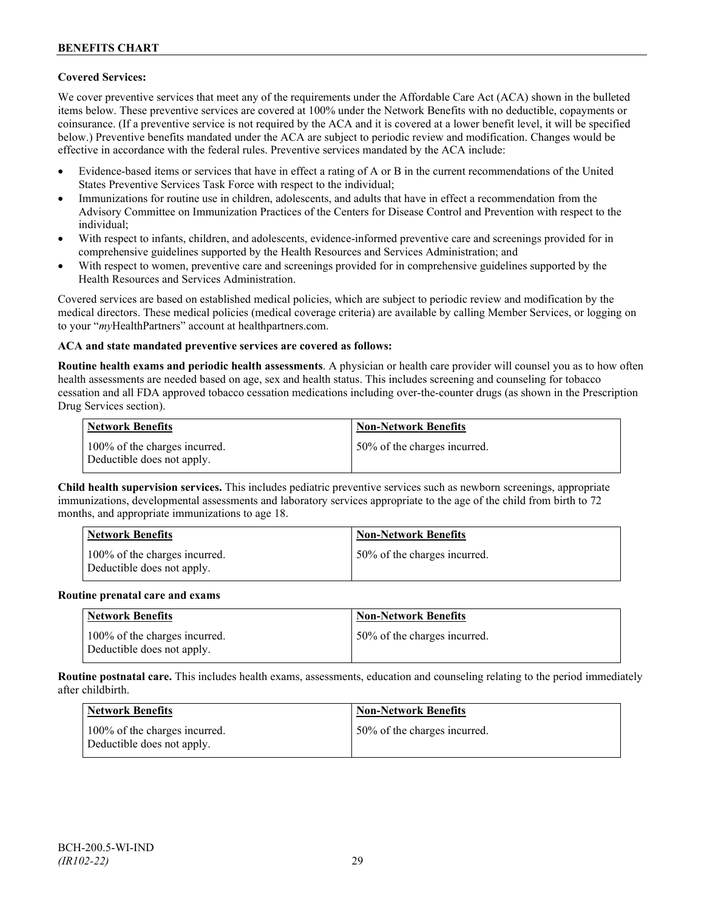**Covered Services:**

We cover preventive services that meet any of the requirements under the Affordable Care Act (ACA) shown in the bulleted items below. These preventive services are covered at 100% under the Network Benefits with no deductible, copayments or coinsurance. (If a preventive service is not required by the ACA and it is covered at a lower benefit level, it will be specified below.) Preventive benefits mandated under the ACA are subject to periodic review and modification. Changes would be effective in accordance with the federal rules. Preventive services mandated by the ACA include:

- Evidence-based items or services that have in effect a rating of A or B in the current recommendations of the United States Preventive Services Task Force with respect to the individual;
- Immunizations for routine use in children, adolescents, and adults that have in effect a recommendation from the Advisory Committee on Immunization Practices of the Centers for Disease Control and Prevention with respect to the individual;
- With respect to infants, children, and adolescents, evidence-informed preventive care and screenings provided for in comprehensive guidelines supported by the Health Resources and Services Administration; and
- With respect to women, preventive care and screenings provided for in comprehensive guidelines supported by the Health Resources and Services Administration.

Covered services are based on established medical policies, which are subject to periodic review and modification by the medical directors. These medical policies (medical coverage criteria) are available by calling Member Services, or logging on to your "*my*HealthPartners" account at healthpartners.com.

**ACA and state mandated preventive services are covered as follows:**

**Routine health exams and periodic health assessments**. A physician or health care provider will counsel you as to how often health assessments are needed based on age, sex and health status. This includes screening and counseling for tobacco cessation and all FDA approved tobacco cessation medications including over-the-counter drugs (as shown in the Prescription Drug Services section).

| Network Benefits | Non-Network Benefits |
|---|---|
| 100% of the charges incurred. Deductible does not apply. | 50% of the charges incurred. |

**Child health supervision services.** This includes pediatric preventive services such as newborn screenings, appropriate immunizations, developmental assessments and laboratory services appropriate to the age of the child from birth to 72 months, and appropriate immunizations to age 18.

| Network Benefits | Non-Network Benefits |
|---|---|
| 100% of the charges incurred. Deductible does not apply. | 50% of the charges incurred. |

**Routine prenatal care and exams**

| Network Benefits | Non-Network Benefits |
|---|---|
| 100% of the charges incurred. Deductible does not apply. | 50% of the charges incurred. |

**Routine postnatal care.** This includes health exams, assessments, education and counseling relating to the period immediately after childbirth.

| Network Benefits | Non-Network Benefits |
|---|---|
| 100% of the charges incurred. Deductible does not apply. | 50% of the charges incurred. |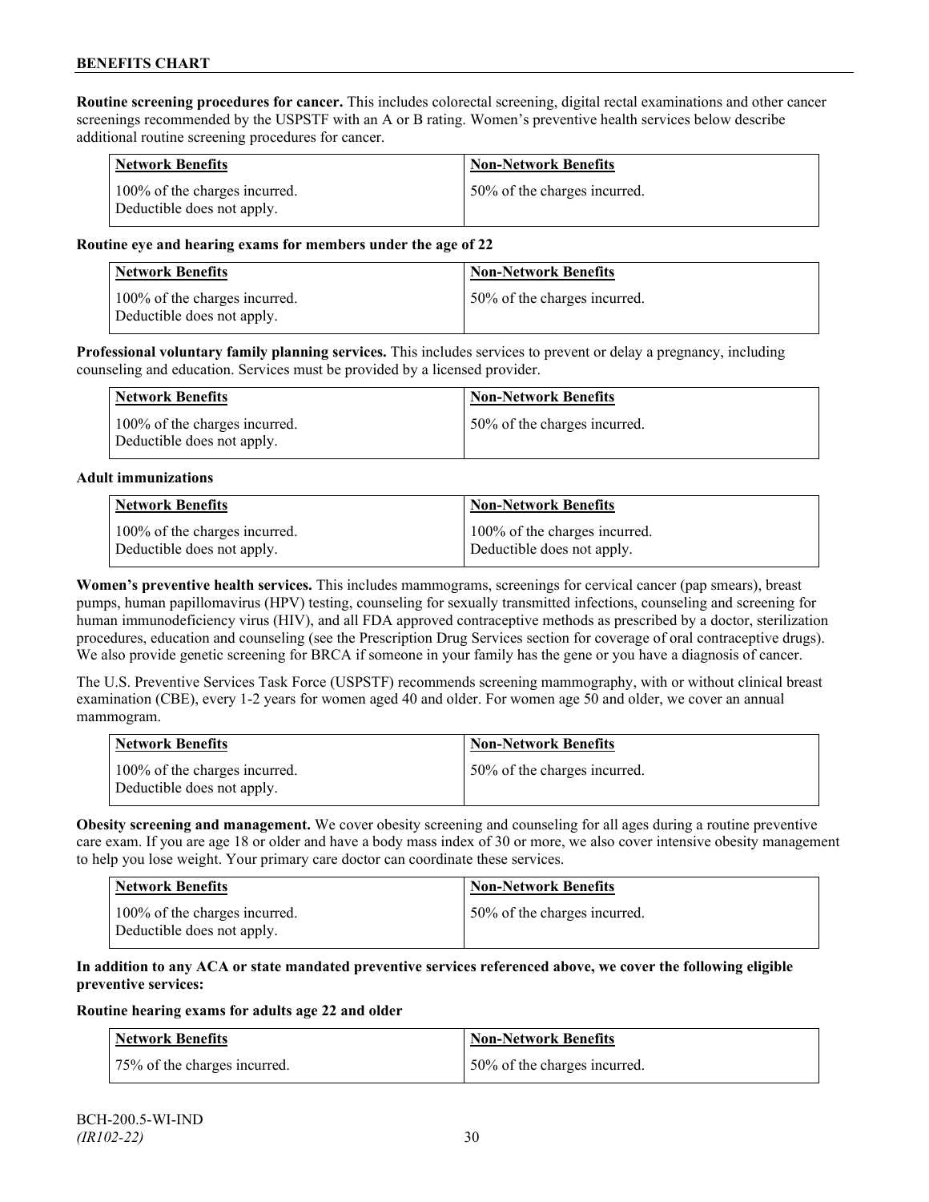**Routine screening procedures for cancer.** This includes colorectal screening, digital rectal examinations and other cancer screenings recommended by the USPSTF with an A or B rating. Women's preventive health services below describe additional routine screening procedures for cancer.

| Network Benefits | Non-Network Benefits |
|---|---|
| 100% of the charges incurred. Deductible does not apply. | 50% of the charges incurred. |

**Routine eye and hearing exams for members under the age of 22**

| Network Benefits | Non-Network Benefits |
|---|---|
| 100% of the charges incurred. Deductible does not apply. | 50% of the charges incurred. |

**Professional voluntary family planning services.** This includes services to prevent or delay a pregnancy, including counseling and education. Services must be provided by a licensed provider.

| Network Benefits | Non-Network Benefits |
|---|---|
| 100% of the charges incurred. Deductible does not apply. | 50% of the charges incurred. |

**Adult immunizations**

| Network Benefits | Non-Network Benefits |
|---|---|
| 100% of the charges incurred. Deductible does not apply. | 100% of the charges incurred. Deductible does not apply. |

**Women's preventive health services.** This includes mammograms, screenings for cervical cancer (pap smears), breast pumps, human papillomavirus (HPV) testing, counseling for sexually transmitted infections, counseling and screening for human immunodeficiency virus (HIV), and all FDA approved contraceptive methods as prescribed by a doctor, sterilization procedures, education and counseling (see the Prescription Drug Services section for coverage of oral contraceptive drugs). We also provide genetic screening for BRCA if someone in your family has the gene or you have a diagnosis of cancer.

The U.S. Preventive Services Task Force (USPSTF) recommends screening mammography, with or without clinical breast examination (CBE), every 1-2 years for women aged 40 and older. For women age 50 and older, we cover an annual mammogram.

| Network Benefits | Non-Network Benefits |
|---|---|
| 100% of the charges incurred. Deductible does not apply. | 50% of the charges incurred. |

**Obesity screening and management.** We cover obesity screening and counseling for all ages during a routine preventive care exam. If you are age 18 or older and have a body mass index of 30 or more, we also cover intensive obesity management to help you lose weight. Your primary care doctor can coordinate these services.

| Network Benefits | Non-Network Benefits |
|---|---|
| 100% of the charges incurred. Deductible does not apply. | 50% of the charges incurred. |

**In addition to any ACA or state mandated preventive services referenced above, we cover the following eligible preventive services:**

**Routine hearing exams for adults age 22 and older**

| Network Benefits | Non-Network Benefits |
|---|---|
| 75% of the charges incurred. | 50% of the charges incurred. |

BCH-200.5-WI-IND
*(IR102-22)*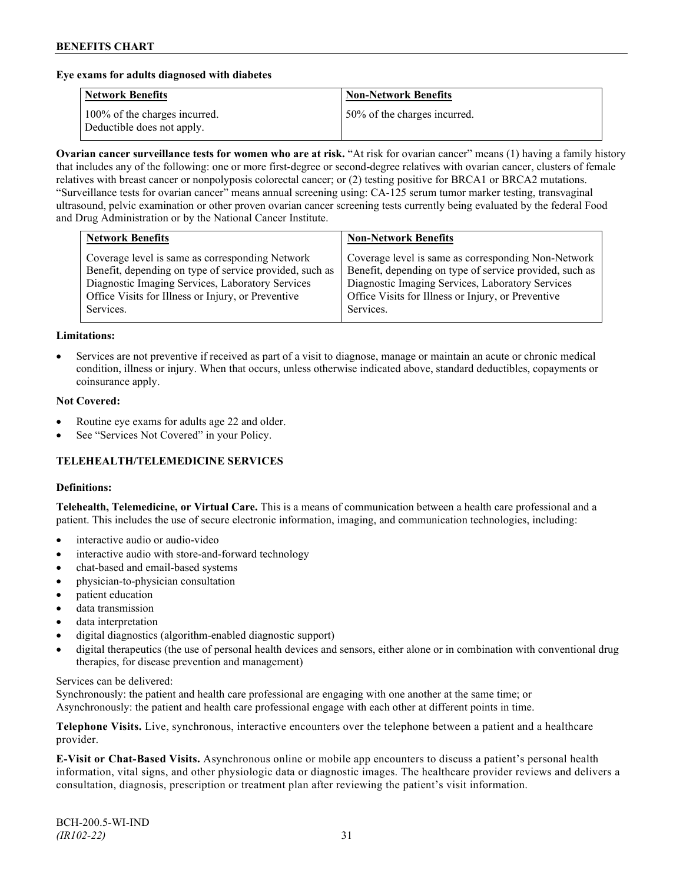**Eye exams for adults diagnosed with diabetes**

| Network Benefits | Non-Network Benefits |
|---|---|
| 100% of the charges incurred. Deductible does not apply. | 50% of the charges incurred. |

**Ovarian cancer surveillance tests for women who are at risk.** "At risk for ovarian cancer" means (1) having a family history that includes any of the following: one or more first-degree or second-degree relatives with ovarian cancer, clusters of female relatives with breast cancer or nonpolyposis colorectal cancer; or (2) testing positive for BRCA1 or BRCA2 mutations. "Surveillance tests for ovarian cancer" means annual screening using: CA-125 serum tumor marker testing, transvaginal ultrasound, pelvic examination or other proven ovarian cancer screening tests currently being evaluated by the federal Food and Drug Administration or by the National Cancer Institute.

| Network Benefits | Non-Network Benefits |
|---|---|
| Coverage level is same as corresponding Network Benefit, depending on type of service provided, such as Diagnostic Imaging Services, Laboratory Services Office Visits for Illness or Injury, or Preventive Services. | Coverage level is same as corresponding Non-Network Benefit, depending on type of service provided, such as Diagnostic Imaging Services, Laboratory Services Office Visits for Illness or Injury, or Preventive Services. |

**Limitations:**

- Services are not preventive if received as part of a visit to diagnose, manage or maintain an acute or chronic medical condition, illness or injury. When that occurs, unless otherwise indicated above, standard deductibles, copayments or coinsurance apply.

**Not Covered:**

- Routine eye exams for adults age 22 and older.
- See "Services Not Covered" in your Policy.

## TELEHEALTH/TELEMEDICINE SERVICES

**Definitions:**

**Telehealth, Telemedicine, or Virtual Care.** This is a means of communication between a health care professional and a patient. This includes the use of secure electronic information, imaging, and communication technologies, including:

- interactive audio or audio-video
- interactive audio with store-and-forward technology
- chat-based and email-based systems
- physician-to-physician consultation
- patient education
- data transmission
- data interpretation
- digital diagnostics (algorithm-enabled diagnostic support)
- digital therapeutics (the use of personal health devices and sensors, either alone or in combination with conventional drug therapies, for disease prevention and management)

Services can be delivered:
Synchronously: the patient and health care professional are engaging with one another at the same time; or
Asynchronously: the patient and health care professional engage with each other at different points in time.

**Telephone Visits.** Live, synchronous, interactive encounters over the telephone between a patient and a healthcare provider.

**E-Visit or Chat-Based Visits.** Asynchronous online or mobile app encounters to discuss a patient's personal health information, vital signs, and other physiologic data or diagnostic images. The healthcare provider reviews and delivers a consultation, diagnosis, prescription or treatment plan after reviewing the patient's visit information.

BCH-200.5-WI-IND
*(IR102-22)*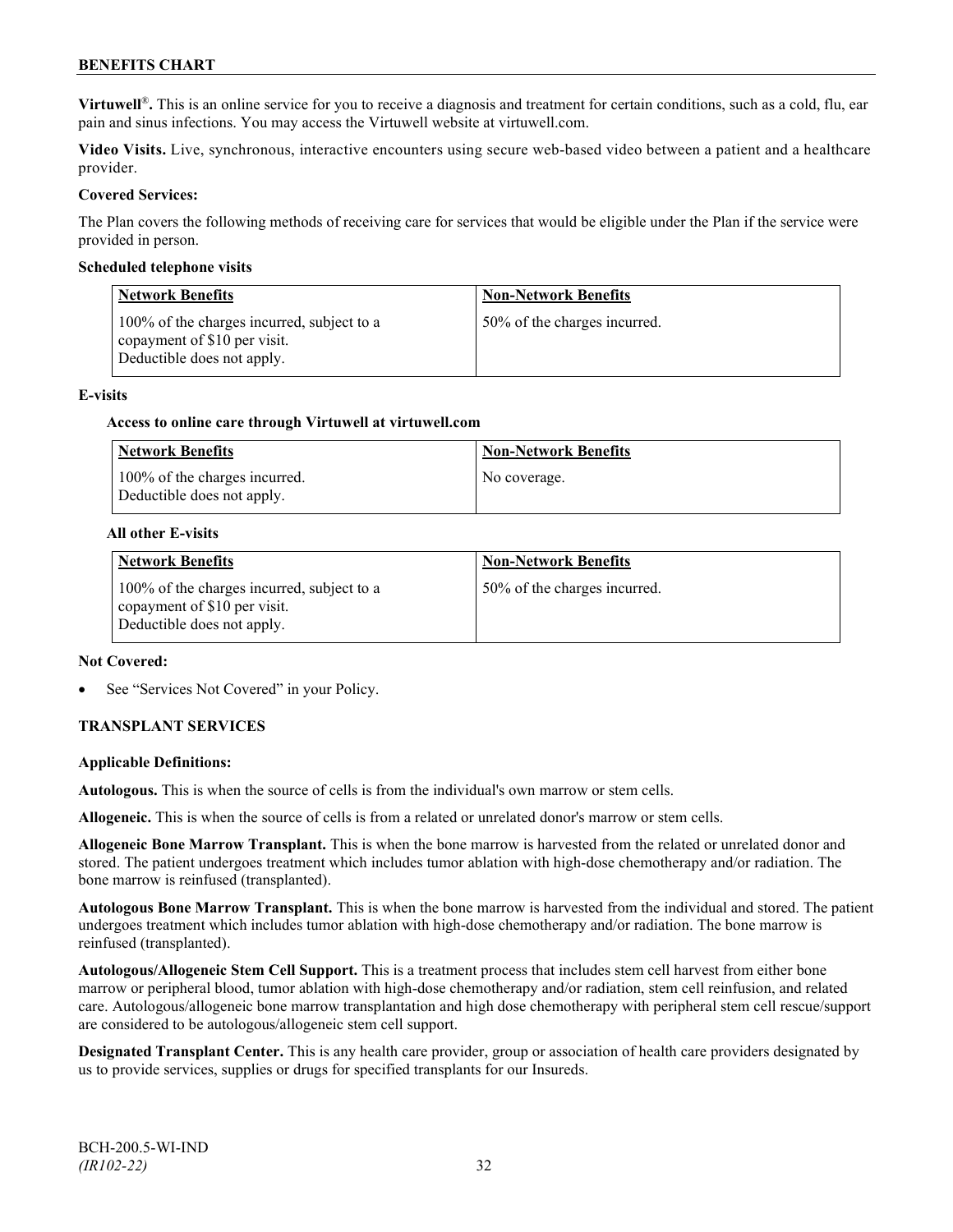**Virtuwell®.** This is an online service for you to receive a diagnosis and treatment for certain conditions, such as a cold, flu, ear pain and sinus infections. You may access the Virtuwell website at virtuwell.com.

**Video Visits.** Live, synchronous, interactive encounters using secure web-based video between a patient and a healthcare provider.

**Covered Services:**

The Plan covers the following methods of receiving care for services that would be eligible under the Plan if the service were provided in person.

**Scheduled telephone visits**

| Network Benefits | Non-Network Benefits |
|---|---|
| 100% of the charges incurred, subject to a copayment of $10 per visit. Deductible does not apply. | 50% of the charges incurred. |

**E-visits**

**Access to online care through Virtuwell at virtuwell.com**

| Network Benefits | Non-Network Benefits |
|---|---|
| 100% of the charges incurred. Deductible does not apply. | No coverage. |

**All other E-visits**

| Network Benefits | Non-Network Benefits |
|---|---|
| 100% of the charges incurred, subject to a copayment of $10 per visit. Deductible does not apply. | 50% of the charges incurred. |

**Not Covered:**

- See "Services Not Covered" in your Policy.

## TRANSPLANT SERVICES

**Applicable Definitions:**

**Autologous.** This is when the source of cells is from the individual's own marrow or stem cells.

**Allogeneic.** This is when the source of cells is from a related or unrelated donor's marrow or stem cells.

**Allogeneic Bone Marrow Transplant.** This is when the bone marrow is harvested from the related or unrelated donor and stored. The patient undergoes treatment which includes tumor ablation with high-dose chemotherapy and/or radiation. The bone marrow is reinfused (transplanted).

**Autologous Bone Marrow Transplant.** This is when the bone marrow is harvested from the individual and stored. The patient undergoes treatment which includes tumor ablation with high-dose chemotherapy and/or radiation. The bone marrow is reinfused (transplanted).

**Autologous/Allogeneic Stem Cell Support.** This is a treatment process that includes stem cell harvest from either bone marrow or peripheral blood, tumor ablation with high-dose chemotherapy and/or radiation, stem cell reinfusion, and related care. Autologous/allogeneic bone marrow transplantation and high dose chemotherapy with peripheral stem cell rescue/support are considered to be autologous/allogeneic stem cell support.

**Designated Transplant Center.** This is any health care provider, group or association of health care providers designated by us to provide services, supplies or drugs for specified transplants for our Insureds.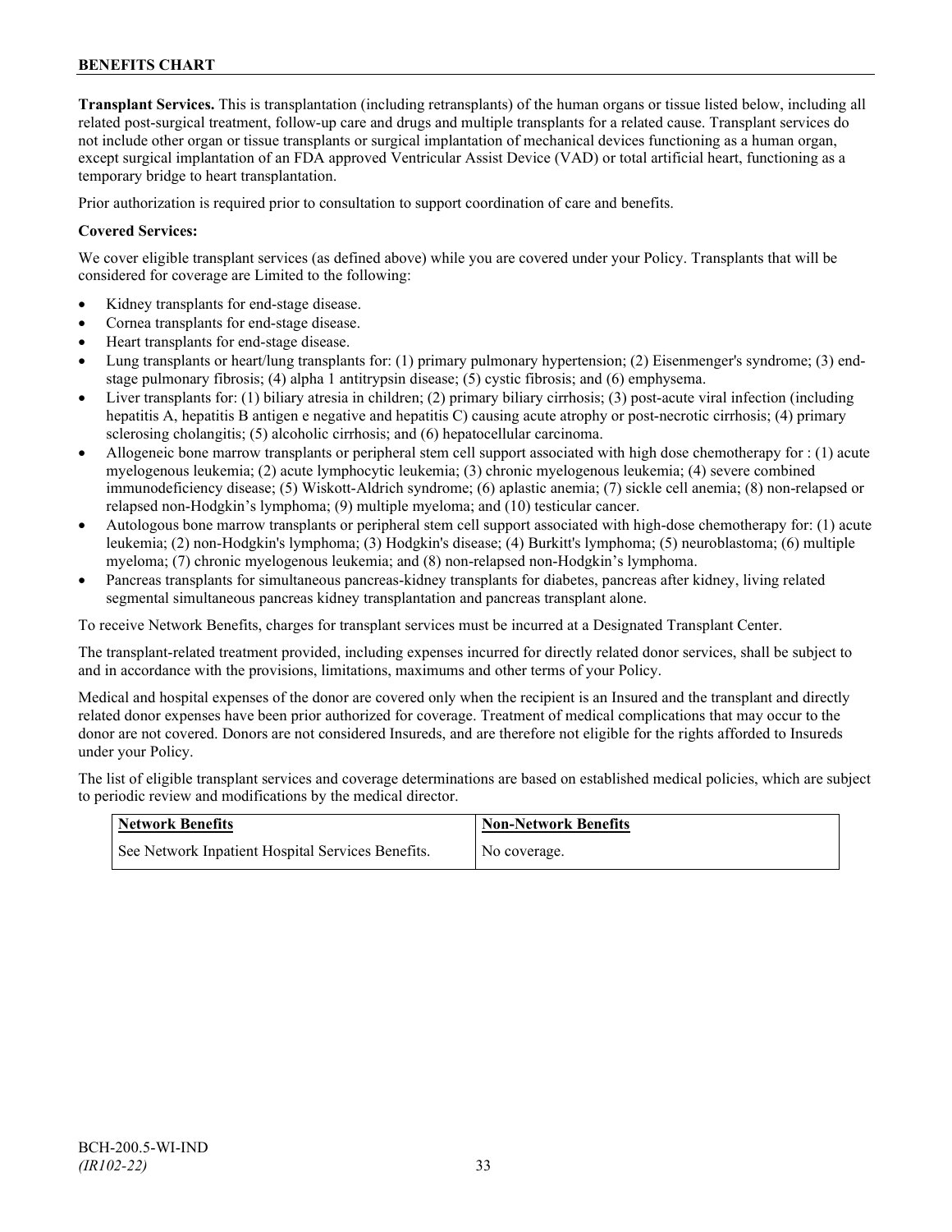**Transplant Services.** This is transplantation (including retransplants) of the human organs or tissue listed below, including all related post-surgical treatment, follow-up care and drugs and multiple transplants for a related cause. Transplant services do not include other organ or tissue transplants or surgical implantation of mechanical devices functioning as a human organ, except surgical implantation of an FDA approved Ventricular Assist Device (VAD) or total artificial heart, functioning as a temporary bridge to heart transplantation.

Prior authorization is required prior to consultation to support coordination of care and benefits.

**Covered Services:**

We cover eligible transplant services (as defined above) while you are covered under your Policy. Transplants that will be considered for coverage are Limited to the following:

- Kidney transplants for end-stage disease.
- Cornea transplants for end-stage disease.
- Heart transplants for end-stage disease.
- Lung transplants or heart/lung transplants for: (1) primary pulmonary hypertension; (2) Eisenmenger's syndrome; (3) end-stage pulmonary fibrosis; (4) alpha 1 antitrypsin disease; (5) cystic fibrosis; and (6) emphysema.
- Liver transplants for: (1) biliary atresia in children; (2) primary biliary cirrhosis; (3) post-acute viral infection (including hepatitis A, hepatitis B antigen e negative and hepatitis C) causing acute atrophy or post-necrotic cirrhosis; (4) primary sclerosing cholangitis; (5) alcoholic cirrhosis; and (6) hepatocellular carcinoma.
- Allogeneic bone marrow transplants or peripheral stem cell support associated with high dose chemotherapy for : (1) acute myelogenous leukemia; (2) acute lymphocytic leukemia; (3) chronic myelogenous leukemia; (4) severe combined immunodeficiency disease; (5) Wiskott-Aldrich syndrome; (6) aplastic anemia; (7) sickle cell anemia; (8) non-relapsed or relapsed non-Hodgkin's lymphoma; (9) multiple myeloma; and (10) testicular cancer.
- Autologous bone marrow transplants or peripheral stem cell support associated with high-dose chemotherapy for: (1) acute leukemia; (2) non-Hodgkin's lymphoma; (3) Hodgkin's disease; (4) Burkitt's lymphoma; (5) neuroblastoma; (6) multiple myeloma; (7) chronic myelogenous leukemia; and (8) non-relapsed non-Hodgkin's lymphoma.
- Pancreas transplants for simultaneous pancreas-kidney transplants for diabetes, pancreas after kidney, living related segmental simultaneous pancreas kidney transplantation and pancreas transplant alone.

To receive Network Benefits, charges for transplant services must be incurred at a Designated Transplant Center.

The transplant-related treatment provided, including expenses incurred for directly related donor services, shall be subject to and in accordance with the provisions, limitations, maximums and other terms of your Policy.

Medical and hospital expenses of the donor are covered only when the recipient is an Insured and the transplant and directly related donor expenses have been prior authorized for coverage. Treatment of medical complications that may occur to the donor are not covered. Donors are not considered Insureds, and are therefore not eligible for the rights afforded to Insureds under your Policy.

The list of eligible transplant services and coverage determinations are based on established medical policies, which are subject to periodic review and modifications by the medical director.

| Network Benefits | Non-Network Benefits |
|---|---|
| See Network Inpatient Hospital Services Benefits. | No coverage. |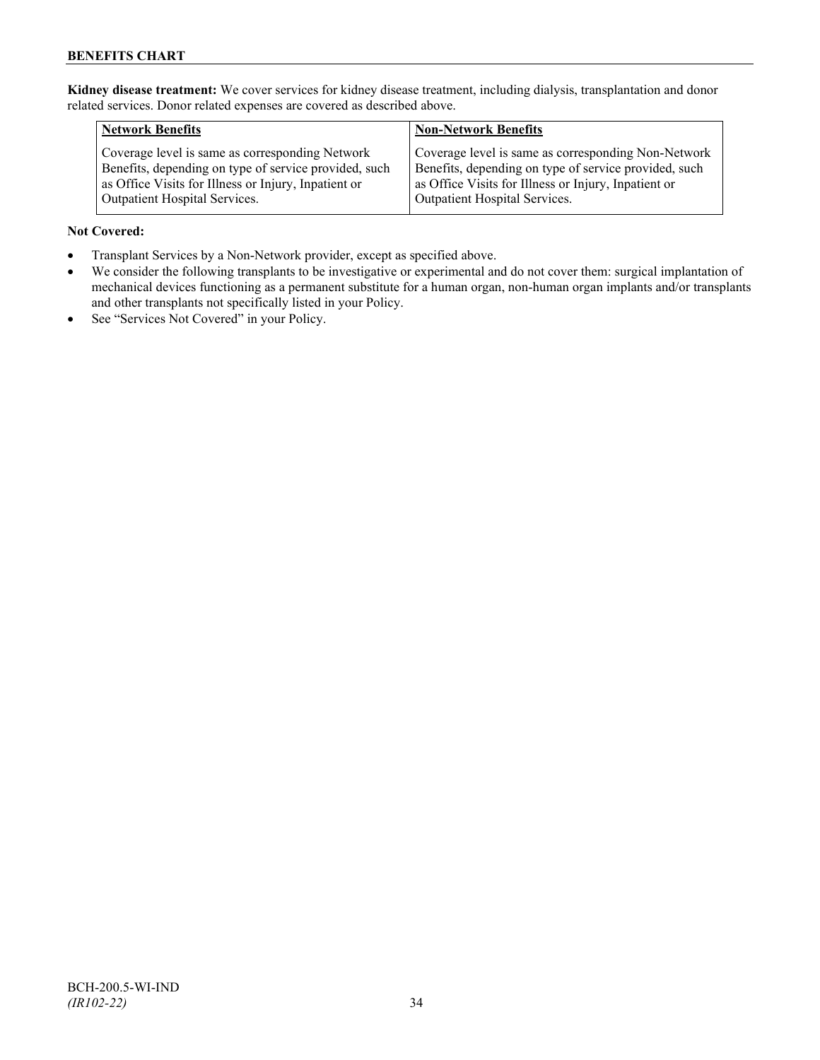**Kidney disease treatment:** We cover services for kidney disease treatment, including dialysis, transplantation and donor related services. Donor related expenses are covered as described above.

| Network Benefits | Non-Network Benefits |
| --- | --- |
| Coverage level is same as corresponding Network Benefits, depending on type of service provided, such as Office Visits for Illness or Injury, Inpatient or Outpatient Hospital Services. | Coverage level is same as corresponding Non-Network Benefits, depending on type of service provided, such as Office Visits for Illness or Injury, Inpatient or Outpatient Hospital Services. |

**Not Covered:**

- Transplant Services by a Non-Network provider, except as specified above.
- We consider the following transplants to be investigative or experimental and do not cover them: surgical implantation of mechanical devices functioning as a permanent substitute for a human organ, non-human organ implants and/or transplants and other transplants not specifically listed in your Policy.
- See "Services Not Covered" in your Policy.

BCH-200.5-WI-IND
*(IR102-22)*